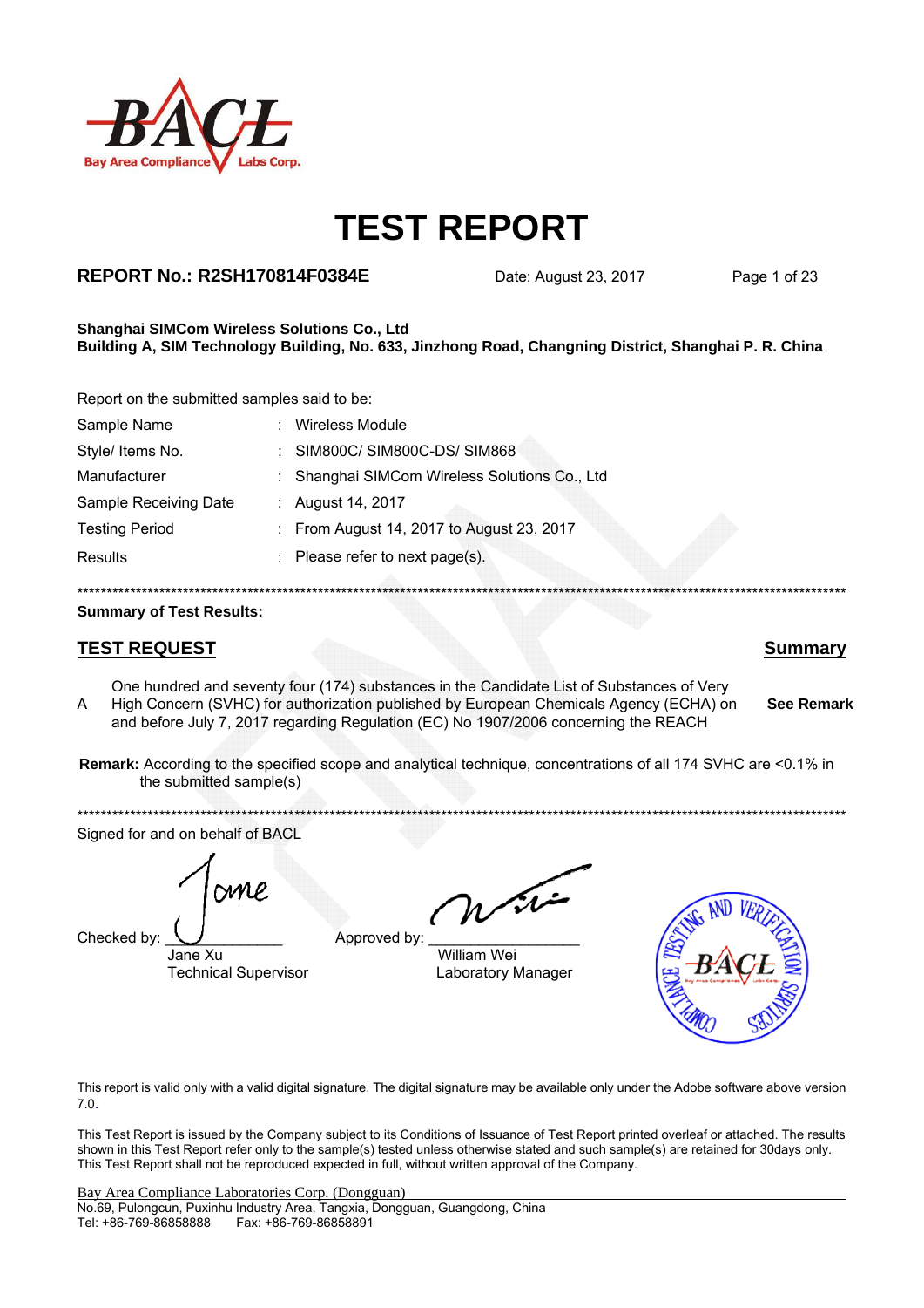# TEST REPORT

**REPORT No.: R2SH170814F0384E** Date: August 23, 2017

**Shanghai SIMCom Wireless Solutions Co., Ltd**
**Building A, SIM Technology Building, No. 633, Jinzhong Road, Changning District, Shanghai P. R. China**

Report on the submitted samples said to be:

| | | |
|---|---|---|
| Sample Name | : | Wireless Module |
| Style/ Items No. | : | SIM800C/ SIM800C-DS/ SIM868 |
| Manufacturer | : | Shanghai SIMCom Wireless Solutions Co., Ltd |
| Sample Receiving Date | : | August 14, 2017 |
| Testing Period | : | From August 14, 2017 to August 23, 2017 |
| Results | : | Please refer to next page(s). |

**************************************************************************************************************

**Summary of Test Results:**

| | **TEST REQUEST** | **Summary** |
|---|---|---|
| A | One hundred and seventy four (174) substances in the Candidate List of Substances of Very High Concern (SVHC) for authorization published by European Chemicals Agency (ECHA) on and before July 7, 2017 regarding Regulation (EC) No 1907/2006 concerning the REACH | **See Remark** |

**Remark:** According to the specified scope and analytical technique, concentrations of all 174 SVHC are <0.1% in the submitted sample(s)

**************************************************************************************************************

Signed for and on behalf of BACL

Checked by: ____________
Jane Xu
Technical Supervisor

Approved by: ________________
William Wei
Laboratory Manager

This report is valid only with a valid digital signature. The digital signature may be available only under the Adobe software above version 7.0.

This Test Report is issued by the Company subject to its Conditions of Issuance of Test Report printed overleaf or attached. The results shown in this Test Report refer only to the sample(s) tested unless otherwise stated and such sample(s) are retained for 30days only. This Test Report shall not be reproduced expected in full, without written approval of the Company.

Bay Area Compliance Laboratories Corp. (Dongguan)
No.69, Pulongcun, Puxinhu Industry Area, Tangxia, Dongguan, Guangdong, China
Tel: +86-769-86858888 Fax: +86-769-86858891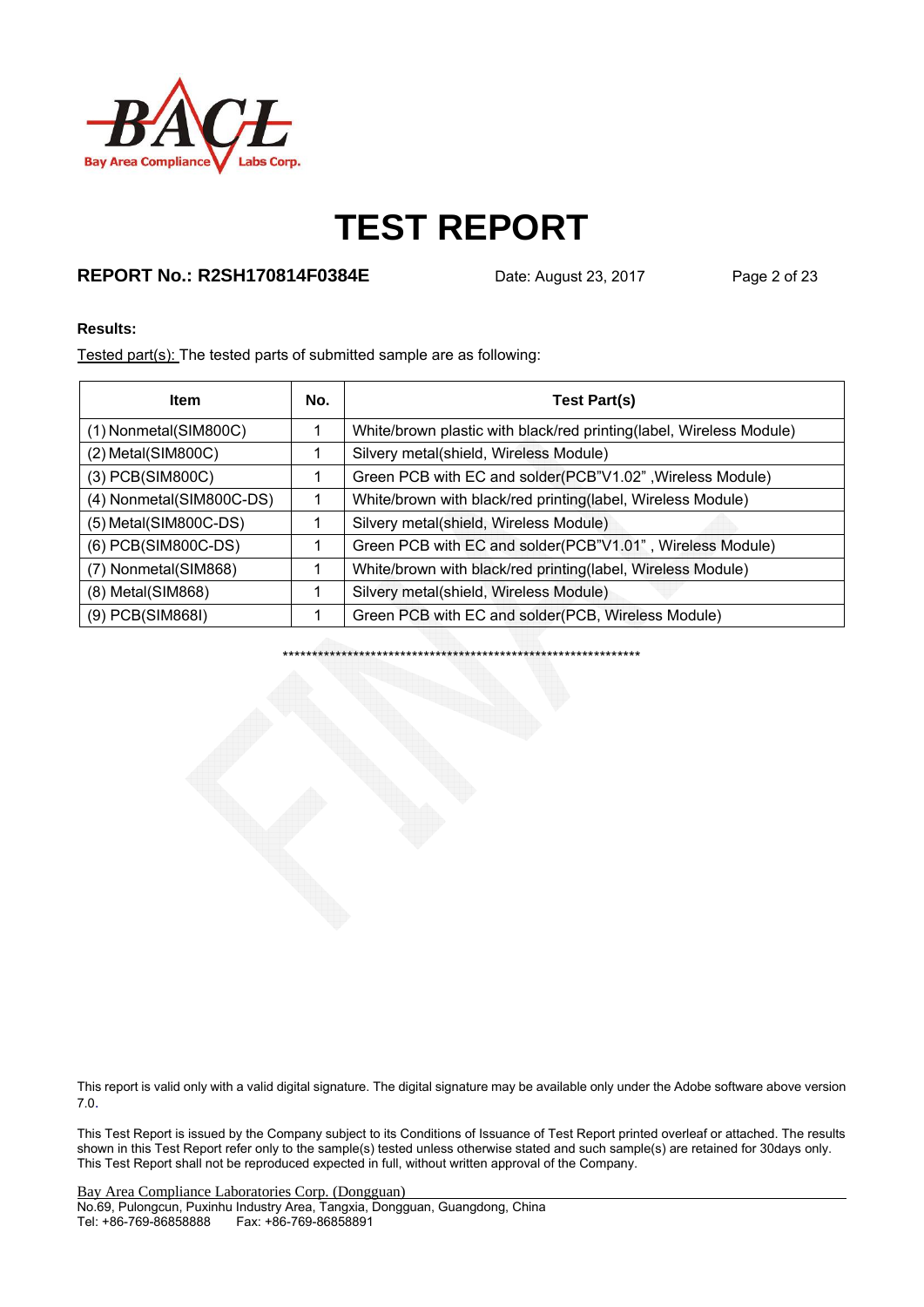# TEST REPORT

**REPORT No.: R2SH170814F0384E** Date: August 23, 2017

**Results:**

Tested part(s): The tested parts of submitted sample are as following:

| Item | No. | Test Part(s) |
|---|---|---|
| (1) Nonmetal(SIM800C) | 1 | White/brown plastic with black/red printing(label, Wireless Module) |
| (2) Metal(SIM800C) | 1 | Silvery metal(shield, Wireless Module) |
| (3) PCB(SIM800C) | 1 | Green PCB with EC and solder(PCB"V1.02" ,Wireless Module) |
| (4) Nonmetal(SIM800C-DS) | 1 | White/brown with black/red printing(label, Wireless Module) |
| (5) Metal(SIM800C-DS) | 1 | Silvery metal(shield, Wireless Module) |
| (6) PCB(SIM800C-DS) | 1 | Green PCB with EC and solder(PCB"V1.01" , Wireless Module) |
| (7) Nonmetal(SIM868) | 1 | White/brown with black/red printing(label, Wireless Module) |
| (8) Metal(SIM868) | 1 | Silvery metal(shield, Wireless Module) |
| (9) PCB(SIM868I) | 1 | Green PCB with EC and solder(PCB, Wireless Module) |

****************************************************************

This report is valid only with a valid digital signature. The digital signature may be available only under the Adobe software above version 7.0.

This Test Report is issued by the Company subject to its Conditions of Issuance of Test Report printed overleaf or attached. The results shown in this Test Report refer only to the sample(s) tested unless otherwise stated and such sample(s) are retained for 30days only. This Test Report shall not be reproduced expected in full, without written approval of the Company.

Bay Area Compliance Laboratories Corp. (Dongguan)
No.69, Pulongcun, Puxinhu Industry Area, Tangxia, Dongguan, Guangdong, China
Tel: +86-769-86858888 Fax: +86-769-86858891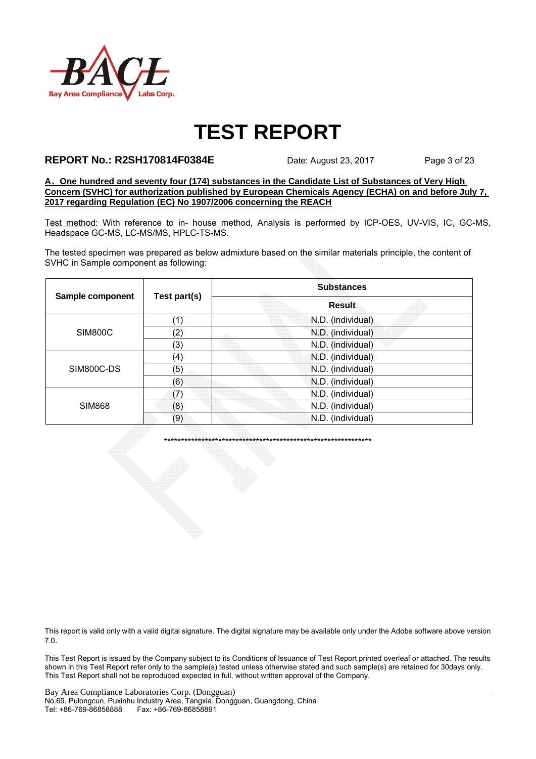# TEST REPORT

**REPORT No.: R2SH170814F0384E** Date: August 23, 2017

**A、One hundred and seventy four (174) substances in the Candidate List of Substances of Very High Concern (SVHC) for authorization published by European Chemicals Agency (ECHA) on and before July 7, 2017 regarding Regulation (EC) No 1907/2006 concerning the REACH**

Test method: With reference to in- house method, Analysis is performed by ICP-OES, UV-VIS, IC, GC-MS, Headspace GC-MS, LC-MS/MS, HPLC-TS-MS.

The tested specimen was prepared as below admixture based on the similar materials principle, the content of SVHC in Sample component as following:

| Sample component | Test part(s) | Substances |
|---|---|---|
| | | Result |
| SIM800C | (1) | N.D. (individual) |
| | (2) | N.D. (individual) |
| | (3) | N.D. (individual) |
| SIM800C-DS | (4) | N.D. (individual) |
| | (5) | N.D. (individual) |
| | (6) | N.D. (individual) |
| SIM868 | (7) | N.D. (individual) |
| | (8) | N.D. (individual) |
| | (9) | N.D. (individual) |

***************************************************************

This report is valid only with a valid digital signature. The digital signature may be available only under the Adobe software above version 7.0.

This Test Report is issued by the Company subject to its Conditions of Issuance of Test Report printed overleaf or attached. The results shown in this Test Report refer only to the sample(s) tested unless otherwise stated and such sample(s) are retained for 30days only. This Test Report shall not be reproduced expected in full, without written approval of the Company.

Bay Area Compliance Laboratories Corp. (Dongguan)
No.69, Pulongcun, Puxinhu Industry Area, Tangxia, Dongguan, Guangdong, China
Tel: +86-769-86858888 Fax: +86-769-86858891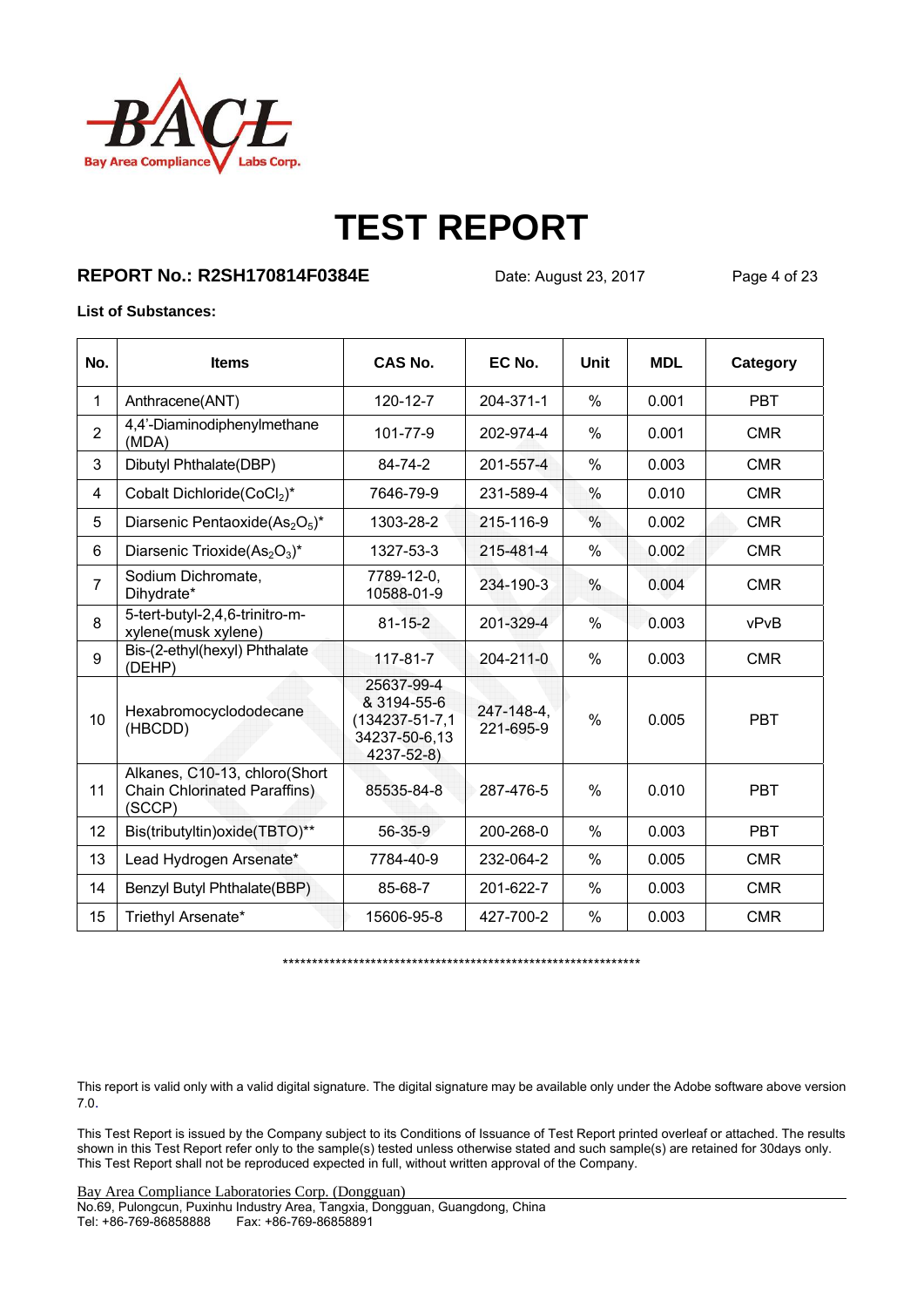# TEST REPORT

**REPORT No.: R2SH170814F0384E** Date: August 23, 2017

**List of Substances:**

| No. | Items | CAS No. | EC No. | Unit | MDL | Category |
|---|---|---|---|---|---|---|
| 1 | Anthracene(ANT) | 120-12-7 | 204-371-1 | % | 0.001 | PBT |
| 2 | 4,4'-Diaminodiphenylmethane (MDA) | 101-77-9 | 202-974-4 | % | 0.001 | CMR |
| 3 | Dibutyl Phthalate(DBP) | 84-74-2 | 201-557-4 | % | 0.003 | CMR |
| 4 | Cobalt Dichloride($CoCl_2$)* | 7646-79-9 | 231-589-4 | % | 0.010 | CMR |
| 5 | Diarsenic Pentaoxide($As_2O_5$)* | 1303-28-2 | 215-116-9 | % | 0.002 | CMR |
| 6 | Diarsenic Trioxide($As_2O_3$)* | 1327-53-3 | 215-481-4 | % | 0.002 | CMR |
| 7 | Sodium Dichromate, Dihydrate* | 7789-12-0, 10588-01-9 | 234-190-3 | % | 0.004 | CMR |
| 8 | 5-tert-butyl-2,4,6-trinitro-m-xylene(musk xylene) | 81-15-2 | 201-329-4 | % | 0.003 | vPvB |
| 9 | Bis-(2-ethyl(hexyl) Phthalate (DEHP) | 117-81-7 | 204-211-0 | % | 0.003 | CMR |
| 10 | Hexabromocyclododecane (HBCDD) | 25637-99-4 & 3194-55-6 (134237-51-7,134237-50-6,134237-52-8) | 247-148-4, 221-695-9 | % | 0.005 | PBT |
| 11 | Alkanes, C10-13, chloro(Short Chain Chlorinated Paraffins) (SCCP) | 85535-84-8 | 287-476-5 | % | 0.010 | PBT |
| 12 | Bis(tributyltin)oxide(TBTO)** | 56-35-9 | 200-268-0 | % | 0.003 | PBT |
| 13 | Lead Hydrogen Arsenate* | 7784-40-9 | 232-064-2 | % | 0.005 | CMR |
| 14 | Benzyl Butyl Phthalate(BBP) | 85-68-7 | 201-622-7 | % | 0.003 | CMR |
| 15 | Triethyl Arsenate* | 15606-95-8 | 427-700-2 | % | 0.003 | CMR |

***************************************************************

This report is valid only with a valid digital signature. The digital signature may be available only under the Adobe software above version 7.0.

This Test Report is issued by the Company subject to its Conditions of Issuance of Test Report printed overleaf or attached. The results shown in this Test Report refer only to the sample(s) tested unless otherwise stated and such sample(s) are retained for 30days only. This Test Report shall not be reproduced expected in full, without written approval of the Company.

Bay Area Compliance Laboratories Corp. (Dongguan)
No.69, Pulongcun, Puxinhu Industry Area, Tangxia, Dongguan, Guangdong, China
Tel: +86-769-86858888 Fax: +86-769-86858891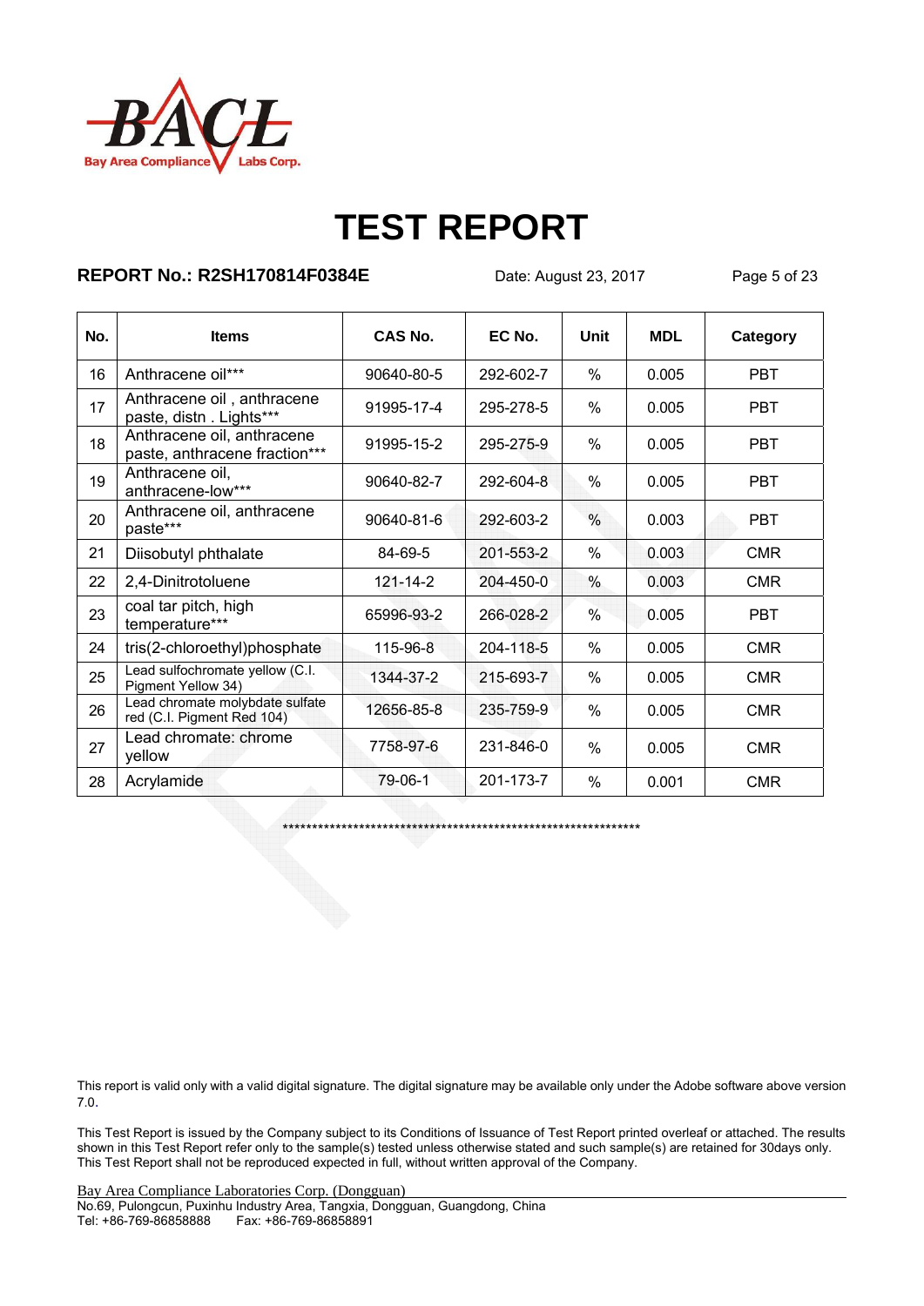# TEST REPORT

**REPORT No.: R2SH170814F0384E** Date: August 23, 2017

| No. | Items | CAS No. | EC No. | Unit | MDL | Category |
|---|---|---|---|---|---|---|
| 16 | Anthracene oil*** | 90640-80-5 | 292-602-7 | % | 0.005 | PBT |
| 17 | Anthracene oil , anthracene paste, distn . Lights*** | 91995-17-4 | 295-278-5 | % | 0.005 | PBT |
| 18 | Anthracene oil, anthracene paste, anthracene fraction*** | 91995-15-2 | 295-275-9 | % | 0.005 | PBT |
| 19 | Anthracene oil, anthracene-low*** | 90640-82-7 | 292-604-8 | % | 0.005 | PBT |
| 20 | Anthracene oil, anthracene paste*** | 90640-81-6 | 292-603-2 | % | 0.003 | PBT |
| 21 | Diisobutyl phthalate | 84-69-5 | 201-553-2 | % | 0.003 | CMR |
| 22 | 2,4-Dinitrotoluene | 121-14-2 | 204-450-0 | % | 0.003 | CMR |
| 23 | coal tar pitch, high temperature*** | 65996-93-2 | 266-028-2 | % | 0.005 | PBT |
| 24 | tris(2-chloroethyl)phosphate | 115-96-8 | 204-118-5 | % | 0.005 | CMR |
| 25 | Lead sulfochromate yellow (C.I. Pigment Yellow 34) | 1344-37-2 | 215-693-7 | % | 0.005 | CMR |
| 26 | Lead chromate molybdate sulfate red (C.I. Pigment Red 104) | 12656-85-8 | 235-759-9 | % | 0.005 | CMR |
| 27 | Lead chromate: chrome yellow | 7758-97-6 | 231-846-0 | % | 0.005 | CMR |
| 28 | Acrylamide | 79-06-1 | 201-173-7 | % | 0.001 | CMR |

****************************************************************

This report is valid only with a valid digital signature. The digital signature may be available only under the Adobe software above version 7.0.

This Test Report is issued by the Company subject to its Conditions of Issuance of Test Report printed overleaf or attached. The results shown in this Test Report refer only to the sample(s) tested unless otherwise stated and such sample(s) are retained for 30days only. This Test Report shall not be reproduced expected in full, without written approval of the Company.

Bay Area Compliance Laboratories Corp. (Dongguan)
No.69, Pulongcun, Puxinhu Industry Area, Tangxia, Dongguan, Guangdong, China
Tel: +86-769-86858888 Fax: +86-769-86858891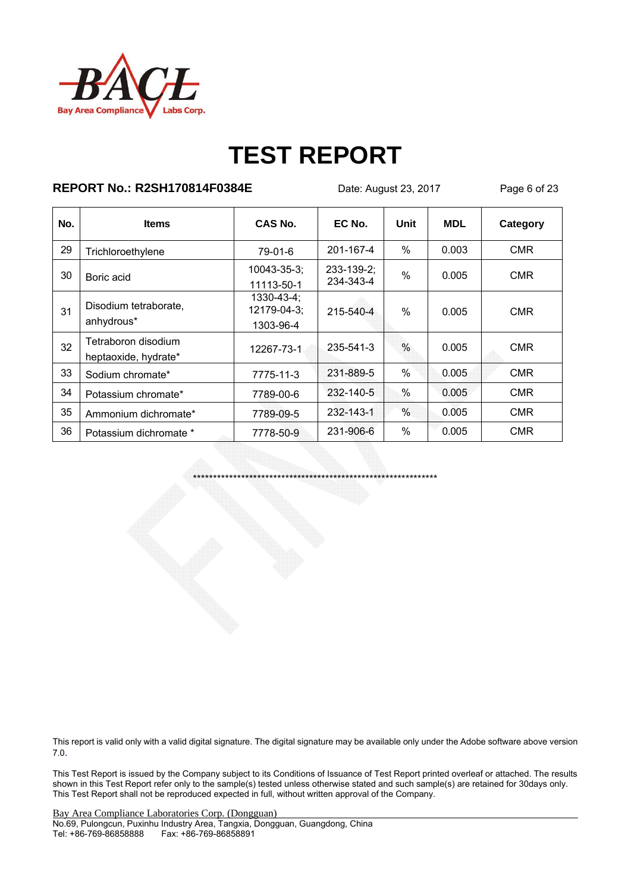# TEST REPORT

**REPORT No.: R2SH170814F0384E** Date: August 23, 2017

| No. | Items | CAS No. | EC No. | Unit | MDL | Category |
|---|---|---|---|---|---|---|
| 29 | Trichloroethylene | 79-01-6 | 201-167-4 | % | 0.003 | CMR |
| 30 | Boric acid | 10043-35-3; 11113-50-1 | 233-139-2; 234-343-4 | % | 0.005 | CMR |
| 31 | Disodium tetraborate, anhydrous* | 1330-43-4; 12179-04-3; 1303-96-4 | 215-540-4 | % | 0.005 | CMR |
| 32 | Tetraboron disodium heptaoxide, hydrate* | 12267-73-1 | 235-541-3 | % | 0.005 | CMR |
| 33 | Sodium chromate* | 7775-11-3 | 231-889-5 | % | 0.005 | CMR |
| 34 | Potassium chromate* | 7789-00-6 | 232-140-5 | % | 0.005 | CMR |
| 35 | Ammonium dichromate* | 7789-09-5 | 232-143-1 | % | 0.005 | CMR |
| 36 | Potassium dichromate * | 7778-50-9 | 231-906-6 | % | 0.005 | CMR |

*****************************************************************

This report is valid only with a valid digital signature. The digital signature may be available only under the Adobe software above version 7.0.

This Test Report is issued by the Company subject to its Conditions of Issuance of Test Report printed overleaf or attached. The results shown in this Test Report refer only to the sample(s) tested unless otherwise stated and such sample(s) are retained for 30days only. This Test Report shall not be reproduced expected in full, without written approval of the Company.

Bay Area Compliance Laboratories Corp. (Dongguan)
No.69, Pulongcun, Puxinhu Industry Area, Tangxia, Dongguan, Guangdong, China
Tel: +86-769-86858888 Fax: +86-769-86858891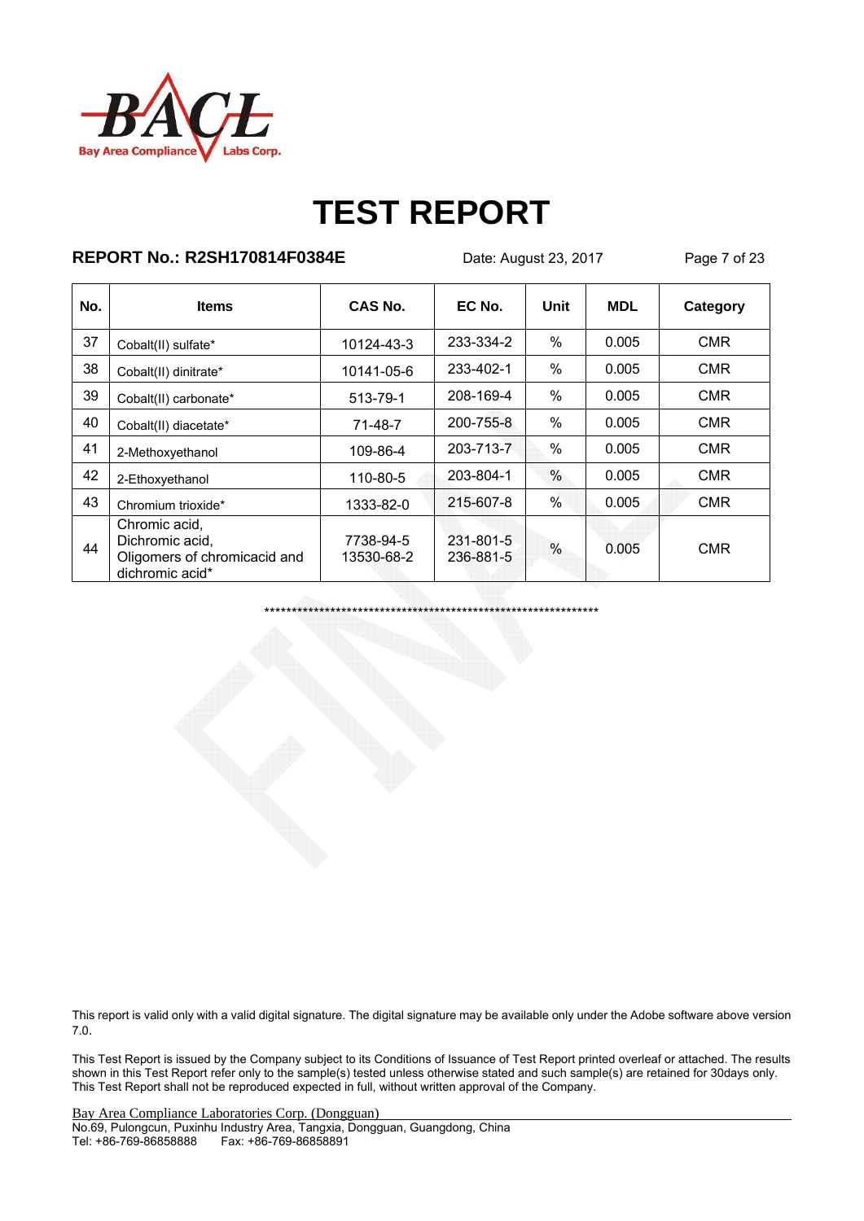# TEST REPORT

**REPORT No.: R2SH170814F0384E** Date: August 23, 2017

| No. | Items | CAS No. | EC No. | Unit | MDL | Category |
|---|---|---|---|---|---|---|
| 37 | Cobalt(II) sulfate* | 10124-43-3 | 233-334-2 | % | 0.005 | CMR |
| 38 | Cobalt(II) dinitrate* | 10141-05-6 | 233-402-1 | % | 0.005 | CMR |
| 39 | Cobalt(II) carbonate* | 513-79-1 | 208-169-4 | % | 0.005 | CMR |
| 40 | Cobalt(II) diacetate* | 71-48-7 | 200-755-8 | % | 0.005 | CMR |
| 41 | 2-Methoxyethanol | 109-86-4 | 203-713-7 | % | 0.005 | CMR |
| 42 | 2-Ethoxyethanol | 110-80-5 | 203-804-1 | % | 0.005 | CMR |
| 43 | Chromium trioxide* | 1333-82-0 | 215-607-8 | % | 0.005 | CMR |
| 44 | Chromic acid, Dichromic acid, Oligomers of chromicacid and dichromic acid* | 7738-94-5 13530-68-2 | 231-801-5 236-881-5 | % | 0.005 | CMR |

***************************************************************

This report is valid only with a valid digital signature. The digital signature may be available only under the Adobe software above version 7.0.

This Test Report is issued by the Company subject to its Conditions of Issuance of Test Report printed overleaf or attached. The results shown in this Test Report refer only to the sample(s) tested unless otherwise stated and such sample(s) are retained for 30days only. This Test Report shall not be reproduced expected in full, without written approval of the Company.

Bay Area Compliance Laboratories Corp. (Dongguan)
No.69, Pulongcun, Puxinhu Industry Area, Tangxia, Dongguan, Guangdong, China
Tel: +86-769-86858888 Fax: +86-769-86858891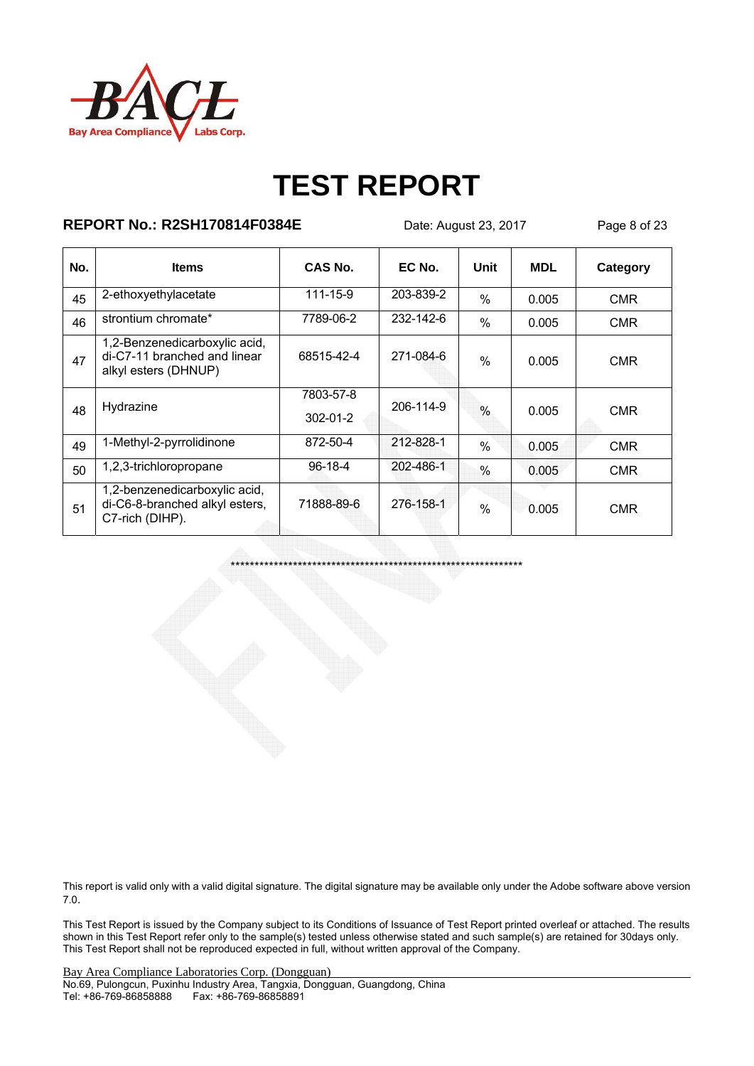# TEST REPORT

**REPORT No.: R2SH170814F0384E** Date: August 23, 2017

| No. | Items | CAS No. | EC No. | Unit | MDL | Category |
|---|---|---|---|---|---|---|
| 45 | 2-ethoxyethylacetate | 111-15-9 | 203-839-2 | % | 0.005 | CMR |
| 46 | strontium chromate* | 7789-06-2 | 232-142-6 | % | 0.005 | CMR |
| 47 | 1,2-Benzenedicarboxylic acid, di-C7-11 branched and linear alkyl esters (DHNUP) | 68515-42-4 | 271-084-6 | % | 0.005 | CMR |
| 48 | Hydrazine | 7803-57-8<br>302-01-2 | 206-114-9 | % | 0.005 | CMR |
| 49 | 1-Methyl-2-pyrrolidinone | 872-50-4 | 212-828-1 | % | 0.005 | CMR |
| 50 | 1,2,3-trichloropropane | 96-18-4 | 202-486-1 | % | 0.005 | CMR |
| 51 | 1,2-benzenedicarboxylic acid, di-C6-8-branched alkyl esters, C7-rich (DIHP). | 71888-89-6 | 276-158-1 | % | 0.005 | CMR |

****************************************************************

This report is valid only with a valid digital signature. The digital signature may be available only under the Adobe software above version 7.0.

This Test Report is issued by the Company subject to its Conditions of Issuance of Test Report printed overleaf or attached. The results shown in this Test Report refer only to the sample(s) tested unless otherwise stated and such sample(s) are retained for 30days only. This Test Report shall not be reproduced expected in full, without written approval of the Company.

Bay Area Compliance Laboratories Corp. (Dongguan)
No.69, Pulongcun, Puxinhu Industry Area, Tangxia, Dongguan, Guangdong, China
Tel: +86-769-86858888 Fax: +86-769-86858891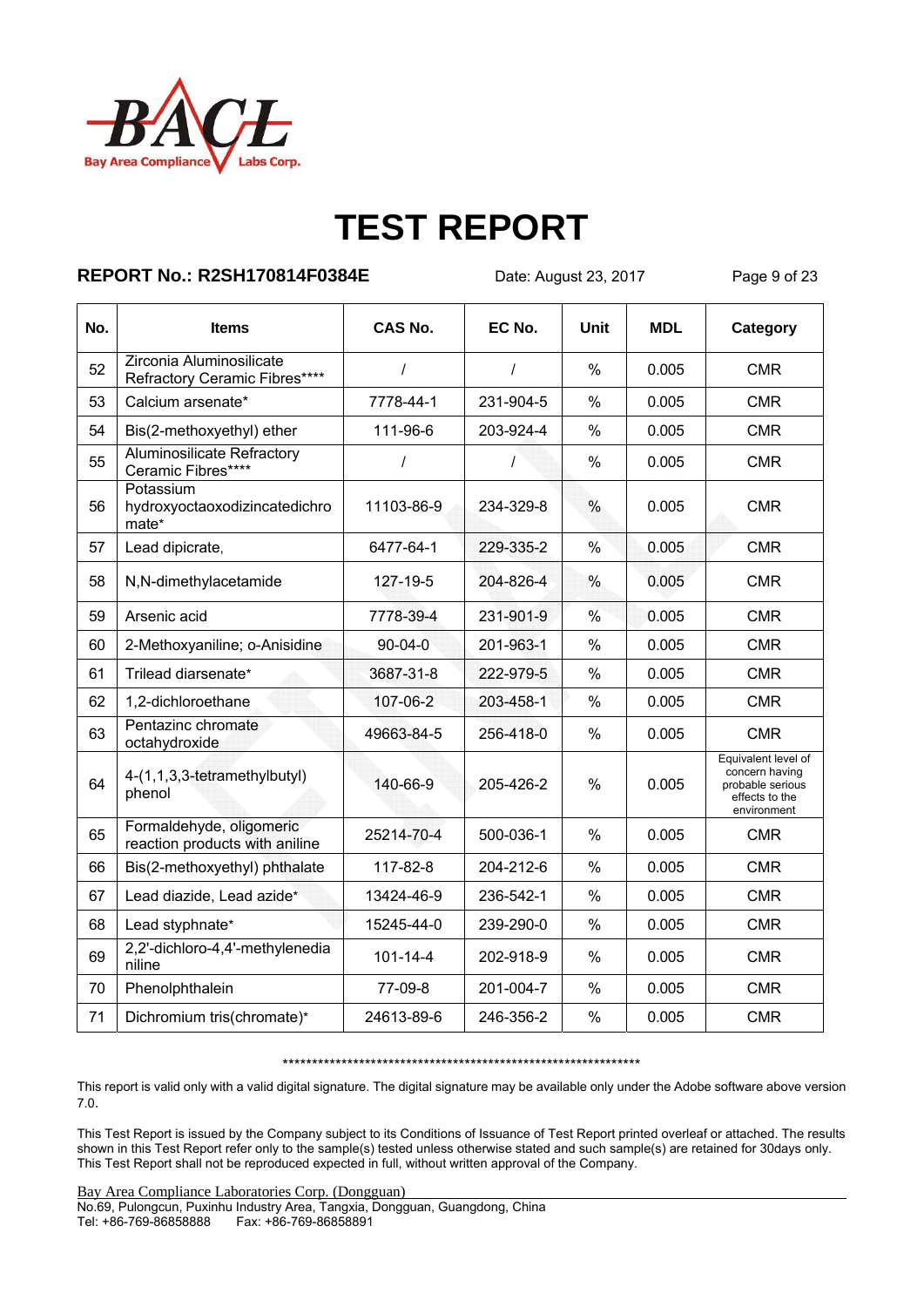# TEST REPORT

**REPORT No.: R2SH170814F0384E** Date: August 23, 2017

| No. | Items | CAS No. | EC No. | Unit | MDL | Category |
|---|---|---|---|---|---|---|
| 52 | Zirconia Aluminosilicate Refractory Ceramic Fibres**** | / | / | % | 0.005 | CMR |
| 53 | Calcium arsenate* | 7778-44-1 | 231-904-5 | % | 0.005 | CMR |
| 54 | Bis(2-methoxyethyl) ether | 111-96-6 | 203-924-4 | % | 0.005 | CMR |
| 55 | Aluminosilicate Refractory Ceramic Fibres**** | / | / | % | 0.005 | CMR |
| 56 | Potassium hydroxyoctaoxodizincatedichromate* | 11103-86-9 | 234-329-8 | % | 0.005 | CMR |
| 57 | Lead dipicrate, | 6477-64-1 | 229-335-2 | % | 0.005 | CMR |
| 58 | N,N-dimethylacetamide | 127-19-5 | 204-826-4 | % | 0.005 | CMR |
| 59 | Arsenic acid | 7778-39-4 | 231-901-9 | % | 0.005 | CMR |
| 60 | 2-Methoxyaniline; o-Anisidine | 90-04-0 | 201-963-1 | % | 0.005 | CMR |
| 61 | Trilead diarsenate* | 3687-31-8 | 222-979-5 | % | 0.005 | CMR |
| 62 | 1,2-dichloroethane | 107-06-2 | 203-458-1 | % | 0.005 | CMR |
| 63 | Pentazinc chromate octahydroxide | 49663-84-5 | 256-418-0 | % | 0.005 | CMR |
| 64 | 4-(1,1,3,3-tetramethylbutyl) phenol | 140-66-9 | 205-426-2 | % | 0.005 | Equivalent level of concern having probable serious effects to the environment |
| 65 | Formaldehyde, oligomeric reaction products with aniline | 25214-70-4 | 500-036-1 | % | 0.005 | CMR |
| 66 | Bis(2-methoxyethyl) phthalate | 117-82-8 | 204-212-6 | % | 0.005 | CMR |
| 67 | Lead diazide, Lead azide* | 13424-46-9 | 236-542-1 | % | 0.005 | CMR |
| 68 | Lead styphnate* | 15245-44-0 | 239-290-0 | % | 0.005 | CMR |
| 69 | 2,2'-dichloro-4,4'-methylenedianiline | 101-14-4 | 202-918-9 | % | 0.005 | CMR |
| 70 | Phenolphthalein | 77-09-8 | 201-004-7 | % | 0.005 | CMR |
| 71 | Dichromium tris(chromate)* | 24613-89-6 | 246-356-2 | % | 0.005 | CMR |

***************************************************************

This report is valid only with a valid digital signature. The digital signature may be available only under the Adobe software above version 7.0.

This Test Report is issued by the Company subject to its Conditions of Issuance of Test Report printed overleaf or attached. The results shown in this Test Report refer only to the sample(s) tested unless otherwise stated and such sample(s) are retained for 30days only. This Test Report shall not be reproduced expected in full, without written approval of the Company.

Bay Area Compliance Laboratories Corp. (Dongguan)
No.69, Pulongcun, Puxinhu Industry Area, Tangxia, Dongguan, Guangdong, China
Tel: +86-769-86858888 Fax: +86-769-86858891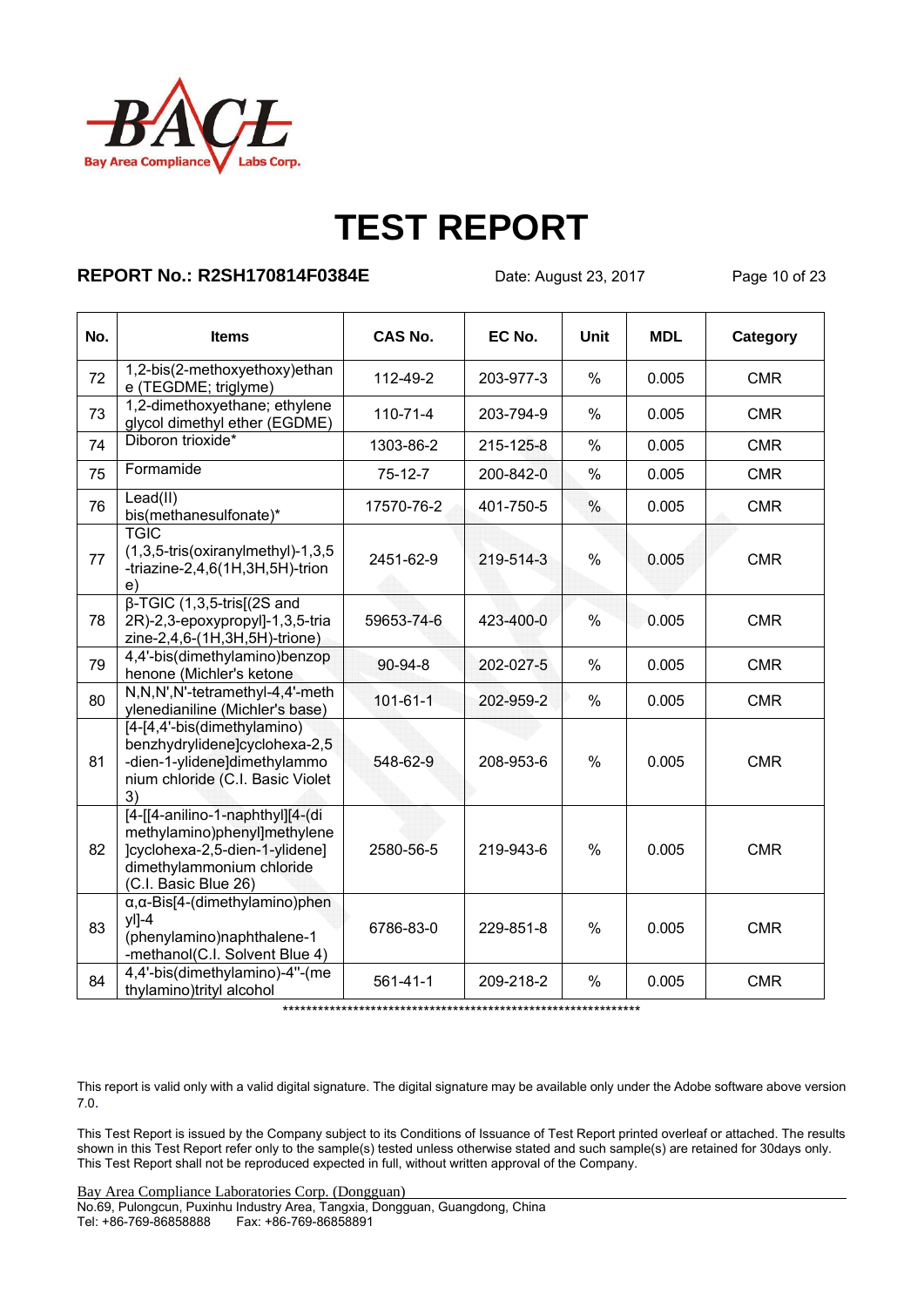# TEST REPORT

**REPORT No.: R2SH170814F0384E** Date: August 23, 2017

| No. | Items | CAS No. | EC No. | Unit | MDL | Category |
|---|---|---|---|---|---|---|
| 72 | 1,2-bis(2-methoxyethoxy)ethane (TEGDME; triglyme) | 112-49-2 | 203-977-3 | % | 0.005 | CMR |
| 73 | 1,2-dimethoxyethane; ethylene glycol dimethyl ether (EGDME) | 110-71-4 | 203-794-9 | % | 0.005 | CMR |
| 74 | Diboron trioxide* | 1303-86-2 | 215-125-8 | % | 0.005 | CMR |
| 75 | Formamide | 75-12-7 | 200-842-0 | % | 0.005 | CMR |
| 76 | Lead(II) bis(methanesulfonate)* | 17570-76-2 | 401-750-5 | % | 0.005 | CMR |
| 77 | TGIC (1,3,5-tris(oxiranylmethyl)-1,3,5-triazine-2,4,6(1H,3H,5H)-trione) | 2451-62-9 | 219-514-3 | % | 0.005 | CMR |
| 78 | β-TGIC (1,3,5-tris[(2S and 2R)-2,3-epoxypropyl]-1,3,5-triazine-2,4,6-(1H,3H,5H)-trione) | 59653-74-6 | 423-400-0 | % | 0.005 | CMR |
| 79 | 4,4'-bis(dimethylamino)benzophenone (Michler's ketone | 90-94-8 | 202-027-5 | % | 0.005 | CMR |
| 80 | N,N,N',N'-tetramethyl-4,4'-methylenedianiline (Michler's base) | 101-61-1 | 202-959-2 | % | 0.005 | CMR |
| 81 | [4-[4,4'-bis(dimethylamino) benzhydrylidene]cyclohexa-2,5-dien-1-ylidene]dimethylammonium chloride (C.I. Basic Violet 3) | 548-62-9 | 208-953-6 | % | 0.005 | CMR |
| 82 | [4-[[4-anilino-1-naphthyl][4-(dimethylamino)phenyl]methylene]cyclohexa-2,5-dien-1-ylidene] dimethylammonium chloride (C.I. Basic Blue 26) | 2580-56-5 | 219-943-6 | % | 0.005 | CMR |
| 83 | α,α-Bis[4-(dimethylamino)phenyl]-4 (phenylamino)naphthalene-1-methanol(C.I. Solvent Blue 4) | 6786-83-0 | 229-851-8 | % | 0.005 | CMR |
| 84 | 4,4'-bis(dimethylamino)-4''-(methylamino)trityl alcohol | 561-41-1 | 209-218-2 | % | 0.005 | CMR |

***************************************************************

This report is valid only with a valid digital signature. The digital signature may be available only under the Adobe software above version 7.0.

This Test Report is issued by the Company subject to its Conditions of Issuance of Test Report printed overleaf or attached. The results shown in this Test Report refer only to the sample(s) tested unless otherwise stated and such sample(s) are retained for 30days only. This Test Report shall not be reproduced expected in full, without written approval of the Company.

Bay Area Compliance Laboratories Corp. (Dongguan)
No.69, Pulongcun, Puxinhu Industry Area, Tangxia, Dongguan, Guangdong, China
Tel: +86-769-86858888 Fax: +86-769-86858891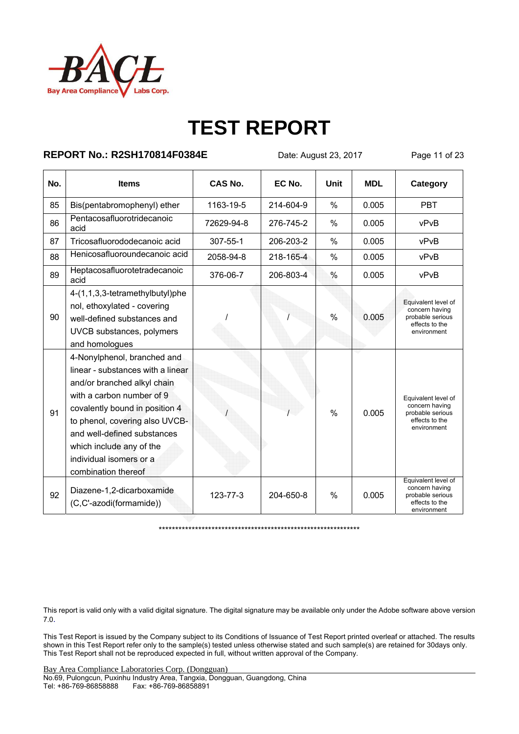# TEST REPORT

**REPORT No.: R2SH170814F0384E** Date: August 23, 2017

| No. | Items | CAS No. | EC No. | Unit | MDL | Category |
|---|---|---|---|---|---|---|
| 85 | Bis(pentabromophenyl) ether | 1163-19-5 | 214-604-9 | % | 0.005 | PBT |
| 86 | Pentacosafluorotridecanoic acid | 72629-94-8 | 276-745-2 | % | 0.005 | vPvB |
| 87 | Tricosafluorododecanoic acid | 307-55-1 | 206-203-2 | % | 0.005 | vPvB |
| 88 | Henicosafluoroundecanoic acid | 2058-94-8 | 218-165-4 | % | 0.005 | vPvB |
| 89 | Heptacosafluorotetradecanoic acid | 376-06-7 | 206-803-4 | % | 0.005 | vPvB |
| 90 | 4-(1,1,3,3-tetramethylbutyl)phenol, ethoxylated - covering well-defined substances and UVCB substances, polymers and homologues | / | / | % | 0.005 | Equivalent level of concern having probable serious effects to the environment |
| 91 | 4-Nonylphenol, branched and linear - substances with a linear and/or branched alkyl chain with a carbon number of 9 covalently bound in position 4 to phenol, covering also UVCB- and well-defined substances which include any of the individual isomers or a combination thereof | / | / | % | 0.005 | Equivalent level of concern having probable serious effects to the environment |
| 92 | Diazene-1,2-dicarboxamide (C,C'-azodi(formamide)) | 123-77-3 | 204-650-8 | % | 0.005 | Equivalent level of concern having probable serious effects to the environment |

****************************************************************

This report is valid only with a valid digital signature. The digital signature may be available only under the Adobe software above version 7.0.

This Test Report is issued by the Company subject to its Conditions of Issuance of Test Report printed overleaf or attached. The results shown in this Test Report refer only to the sample(s) tested unless otherwise stated and such sample(s) are retained for 30days only. This Test Report shall not be reproduced expected in full, without written approval of the Company.

Bay Area Compliance Laboratories Corp. (Dongguan)
No.69, Pulongcun, Puxinhu Industry Area, Tangxia, Dongguan, Guangdong, China
Tel: +86-769-86858888 Fax: +86-769-86858891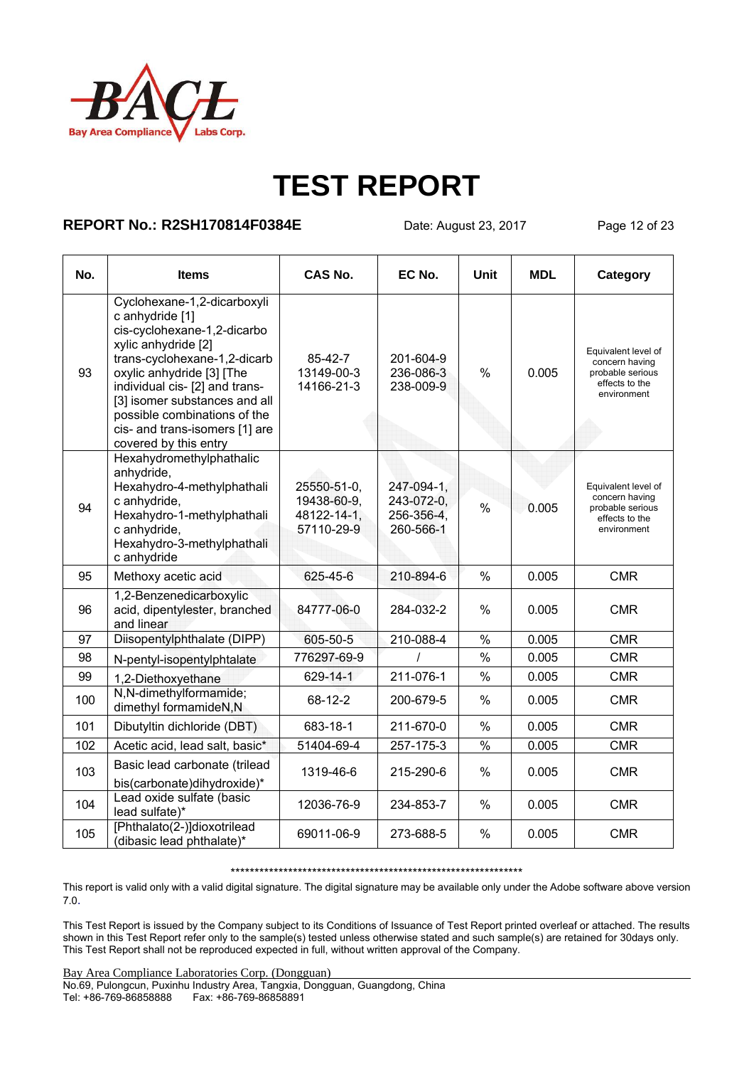# TEST REPORT

**REPORT No.: R2SH170814F0384E** Date: August 23, 2017

| No. | Items | CAS No. | EC No. | Unit | MDL | Category |
|---|---|---|---|---|---|---|
| 93 | Cyclohexane-1,2-dicarboxylic anhydride [1] cis-cyclohexane-1,2-dicarboxylic anhydride [2] trans-cyclohexane-1,2-dicarboxylic anhydride [3] [The individual cis- [2] and trans- [3] isomer substances and all possible combinations of the cis- and trans-isomers [1] are covered by this entry | 85-42-7 13149-00-3 14166-21-3 | 201-604-9 236-086-3 238-009-9 | % | 0.005 | Equivalent level of concern having probable serious effects to the environment |
| 94 | Hexahydromethylphathalic anhydride, Hexahydro-4-methylphathalic anhydride, Hexahydro-1-methylphathalic anhydride, Hexahydro-3-methylphathalic anhydride | 25550-51-0, 19438-60-9, 48122-14-1, 57110-29-9 | 247-094-1, 243-072-0, 256-356-4, 260-566-1 | % | 0.005 | Equivalent level of concern having probable serious effects to the environment |
| 95 | Methoxy acetic acid | 625-45-6 | 210-894-6 | % | 0.005 | CMR |
| 96 | 1,2-Benzenedicarboxylic acid, dipentylester, branched and linear | 84777-06-0 | 284-032-2 | % | 0.005 | CMR |
| 97 | Diisopentylphthalate (DIPP) | 605-50-5 | 210-088-4 | % | 0.005 | CMR |
| 98 | N-pentyl-isopentylphtalate | 776297-69-9 | / | % | 0.005 | CMR |
| 99 | 1,2-Diethoxyethane | 629-14-1 | 211-076-1 | % | 0.005 | CMR |
| 100 | N,N-dimethylformamide; dimethyl formamideN,N | 68-12-2 | 200-679-5 | % | 0.005 | CMR |
| 101 | Dibutyltin dichloride (DBT) | 683-18-1 | 211-670-0 | % | 0.005 | CMR |
| 102 | Acetic acid, lead salt, basic* | 51404-69-4 | 257-175-3 | % | 0.005 | CMR |
| 103 | Basic lead carbonate (trilead bis(carbonate)dihydroxide)* | 1319-46-6 | 215-290-6 | % | 0.005 | CMR |
| 104 | Lead oxide sulfate (basic lead sulfate)* | 12036-76-9 | 234-853-7 | % | 0.005 | CMR |
| 105 | [Phthalato(2-)]dioxotrilead (dibasic lead phthalate)* | 69011-06-9 | 273-688-5 | % | 0.005 | CMR |

\*\*\*\*\*\*\*\*\*\*\*\*\*\*\*\*\*\*\*\*\*\*\*\*\*\*\*\*\*\*\*\*\*\*\*\*\*\*\*\*\*\*\*\*\*\*\*\*\*\*\*\*\*\*\*\*\*\*\*\*\*\*\*\*

This report is valid only with a valid digital signature. The digital signature may be available only under the Adobe software above version 7.0.

This Test Report is issued by the Company subject to its Conditions of Issuance of Test Report printed overleaf or attached. The results shown in this Test Report refer only to the sample(s) tested unless otherwise stated and such sample(s) are retained for 30days only. This Test Report shall not be reproduced expected in full, without written approval of the Company.

Bay Area Compliance Laboratories Corp. (Dongguan)
No.69, Pulongcun, Puxinhu Industry Area, Tangxia, Dongguan, Guangdong, China
Tel: +86-769-86858888 Fax: +86-769-86858891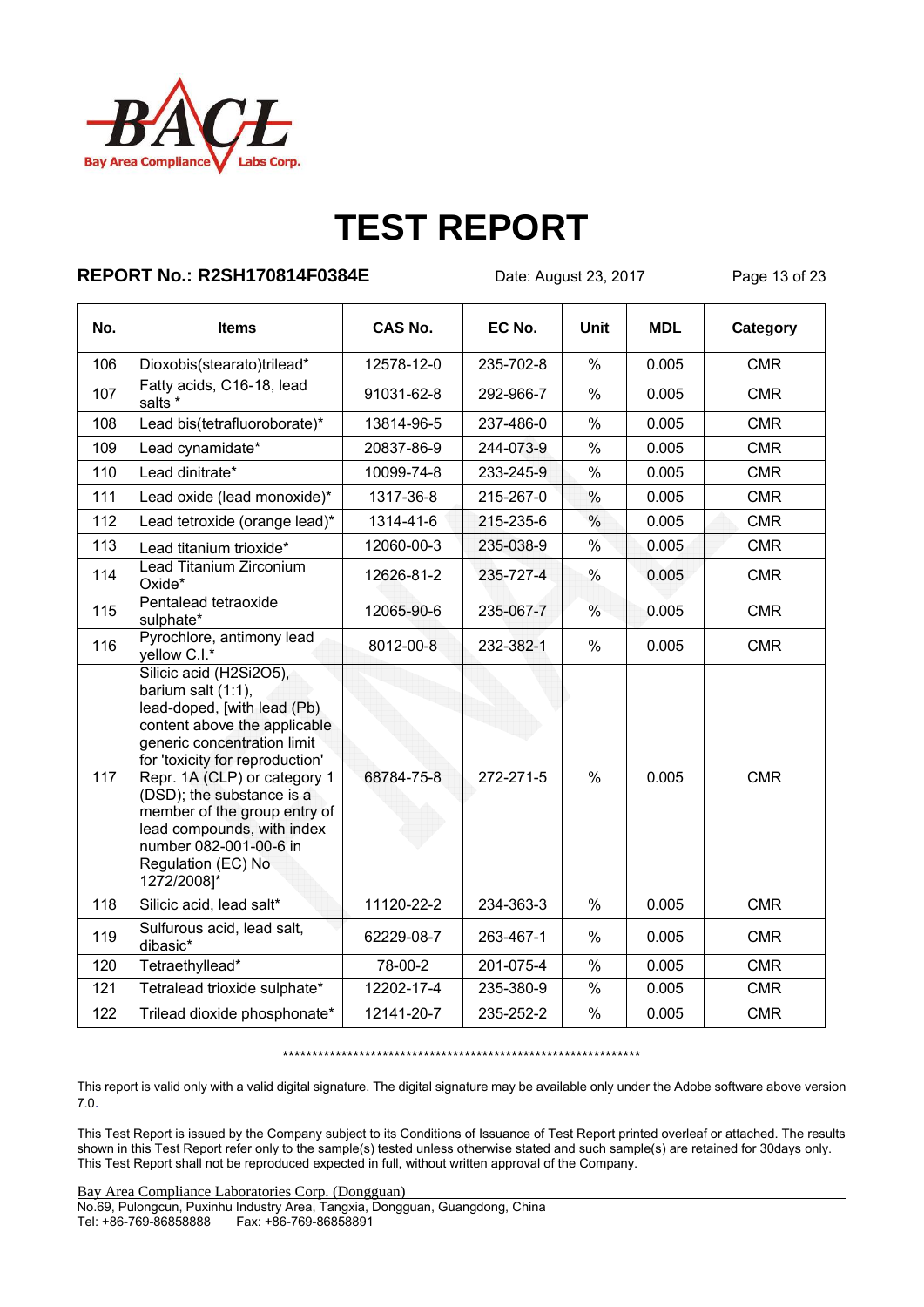# TEST REPORT

**REPORT No.: R2SH170814F0384E** Date: August 23, 2017

| No. | Items | CAS No. | EC No. | Unit | MDL | Category |
|---|---|---|---|---|---|---|
| 106 | Dioxobis(stearato)trilead* | 12578-12-0 | 235-702-8 | % | 0.005 | CMR |
| 107 | Fatty acids, C16-18, lead salts * | 91031-62-8 | 292-966-7 | % | 0.005 | CMR |
| 108 | Lead bis(tetrafluoroborate)* | 13814-96-5 | 237-486-0 | % | 0.005 | CMR |
| 109 | Lead cynamidate* | 20837-86-9 | 244-073-9 | % | 0.005 | CMR |
| 110 | Lead dinitrate* | 10099-74-8 | 233-245-9 | % | 0.005 | CMR |
| 111 | Lead oxide (lead monoxide)* | 1317-36-8 | 215-267-0 | % | 0.005 | CMR |
| 112 | Lead tetroxide (orange lead)* | 1314-41-6 | 215-235-6 | % | 0.005 | CMR |
| 113 | Lead titanium trioxide* | 12060-00-3 | 235-038-9 | % | 0.005 | CMR |
| 114 | Lead Titanium Zirconium Oxide* | 12626-81-2 | 235-727-4 | % | 0.005 | CMR |
| 115 | Pentalead tetraoxide sulphate* | 12065-90-6 | 235-067-7 | % | 0.005 | CMR |
| 116 | Pyrochlore, antimony lead yellow C.I.* | 8012-00-8 | 232-382-1 | % | 0.005 | CMR |
| 117 | Silicic acid (H2Si2O5), barium salt (1:1), lead-doped, [with lead (Pb) content above the applicable generic concentration limit for 'toxicity for reproduction' Repr. 1A (CLP) or category 1 (DSD); the substance is a member of the group entry of lead compounds, with index number 082-001-00-6 in Regulation (EC) No 1272/2008]* | 68784-75-8 | 272-271-5 | % | 0.005 | CMR |
| 118 | Silicic acid, lead salt* | 11120-22-2 | 234-363-3 | % | 0.005 | CMR |
| 119 | Sulfurous acid, lead salt, dibasic* | 62229-08-7 | 263-467-1 | % | 0.005 | CMR |
| 120 | Tetraethyllead* | 78-00-2 | 201-075-4 | % | 0.005 | CMR |
| 121 | Tetralead trioxide sulphate* | 12202-17-4 | 235-380-9 | % | 0.005 | CMR |
| 122 | Trilead dioxide phosphonate* | 12141-20-7 | 235-252-2 | % | 0.005 | CMR |

***************************************************************

This report is valid only with a valid digital signature. The digital signature may be available only under the Adobe software above version 7.0.

This Test Report is issued by the Company subject to its Conditions of Issuance of Test Report printed overleaf or attached. The results shown in this Test Report refer only to the sample(s) tested unless otherwise stated and such sample(s) are retained for 30days only. This Test Report shall not be reproduced expected in full, without written approval of the Company.

Bay Area Compliance Laboratories Corp. (Dongguan)
No.69, Pulongcun, Puxinhu Industry Area, Tangxia, Dongguan, Guangdong, China
Tel: +86-769-86858888 Fax: +86-769-86858891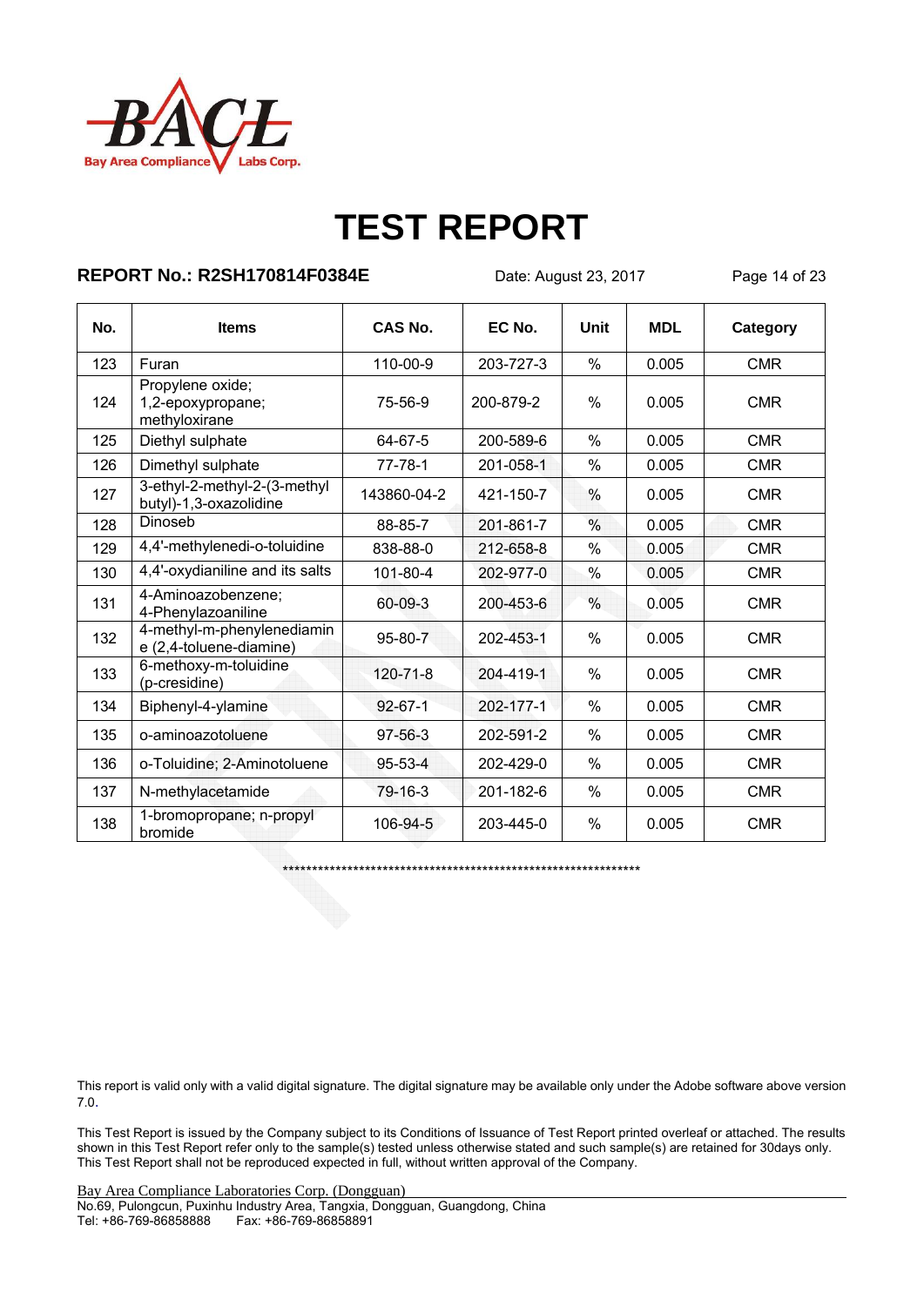# TEST REPORT

**REPORT No.: R2SH170814F0384E** Date: August 23, 2017

| No. | Items | CAS No. | EC No. | Unit | MDL | Category |
|---|---|---|---|---|---|---|
| 123 | Furan | 110-00-9 | 203-727-3 | % | 0.005 | CMR |
| 124 | Propylene oxide; 1,2-epoxypropane; methyloxirane | 75-56-9 | 200-879-2 | % | 0.005 | CMR |
| 125 | Diethyl sulphate | 64-67-5 | 200-589-6 | % | 0.005 | CMR |
| 126 | Dimethyl sulphate | 77-78-1 | 201-058-1 | % | 0.005 | CMR |
| 127 | 3-ethyl-2-methyl-2-(3-methyl butyl)-1,3-oxazolidine | 143860-04-2 | 421-150-7 | % | 0.005 | CMR |
| 128 | Dinoseb | 88-85-7 | 201-861-7 | % | 0.005 | CMR |
| 129 | 4,4'-methylenedi-o-toluidine | 838-88-0 | 212-658-8 | % | 0.005 | CMR |
| 130 | 4,4'-oxydianiline and its salts | 101-80-4 | 202-977-0 | % | 0.005 | CMR |
| 131 | 4-Aminoazobenzene; 4-Phenylazoaniline | 60-09-3 | 200-453-6 | % | 0.005 | CMR |
| 132 | 4-methyl-m-phenylenediamine (2,4-toluene-diamine) | 95-80-7 | 202-453-1 | % | 0.005 | CMR |
| 133 | 6-methoxy-m-toluidine (p-cresidine) | 120-71-8 | 204-419-1 | % | 0.005 | CMR |
| 134 | Biphenyl-4-ylamine | 92-67-1 | 202-177-1 | % | 0.005 | CMR |
| 135 | o-aminoazotoluene | 97-56-3 | 202-591-2 | % | 0.005 | CMR |
| 136 | o-Toluidine; 2-Aminotoluene | 95-53-4 | 202-429-0 | % | 0.005 | CMR |
| 137 | N-methylacetamide | 79-16-3 | 201-182-6 | % | 0.005 | CMR |
| 138 | 1-bromopropane; n-propyl bromide | 106-94-5 | 203-445-0 | % | 0.005 | CMR |

****************************************************************

This report is valid only with a valid digital signature. The digital signature may be available only under the Adobe software above version 7.0.

This Test Report is issued by the Company subject to its Conditions of Issuance of Test Report printed overleaf or attached. The results shown in this Test Report refer only to the sample(s) tested unless otherwise stated and such sample(s) are retained for 30days only. This Test Report shall not be reproduced expected in full, without written approval of the Company.

Bay Area Compliance Laboratories Corp. (Dongguan)
No.69, Pulongcun, Puxinhu Industry Area, Tangxia, Dongguan, Guangdong, China
Tel: +86-769-86858888 Fax: +86-769-86858891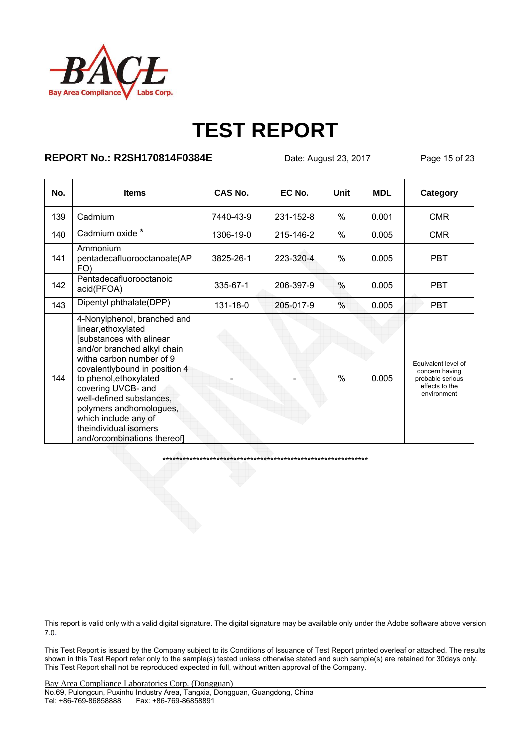# TEST REPORT

**REPORT No.: R2SH170814F0384E** Date: August 23, 2017

| No. | Items | CAS No. | EC No. | Unit | MDL | Category |
|---|---|---|---|---|---|---|
| 139 | Cadmium | 7440-43-9 | 231-152-8 | % | 0.001 | CMR |
| 140 | Cadmium oxide * | 1306-19-0 | 215-146-2 | % | 0.005 | CMR |
| 141 | Ammonium pentadecafluorooctanoate(APFO) | 3825-26-1 | 223-320-4 | % | 0.005 | PBT |
| 142 | Pentadecafluorooctanoic acid(PFOA) | 335-67-1 | 206-397-9 | % | 0.005 | PBT |
| 143 | Dipentyl phthalate(DPP) | 131-18-0 | 205-017-9 | % | 0.005 | PBT |
| 144 | 4-Nonylphenol, branched and linear,ethoxylated [substances with alinear and/or branched alkyl chain witha carbon number of 9 covalentlybound in position 4 to phenol,ethoxylated covering UVCB- and well-defined substances, polymers andhomologues, which include any of theindividual isomers and/orcombinations thereof] | - | - | % | 0.005 | Equivalent level of concern having probable serious effects to the environment |

****************************************************************

This report is valid only with a valid digital signature. The digital signature may be available only under the Adobe software above version 7.0.

This Test Report is issued by the Company subject to its Conditions of Issuance of Test Report printed overleaf or attached. The results shown in this Test Report refer only to the sample(s) tested unless otherwise stated and such sample(s) are retained for 30days only. This Test Report shall not be reproduced expected in full, without written approval of the Company.

Bay Area Compliance Laboratories Corp. (Dongguan)
No.69, Pulongcun, Puxinhu Industry Area, Tangxia, Dongguan, Guangdong, China
Tel: +86-769-86858888 Fax: +86-769-86858891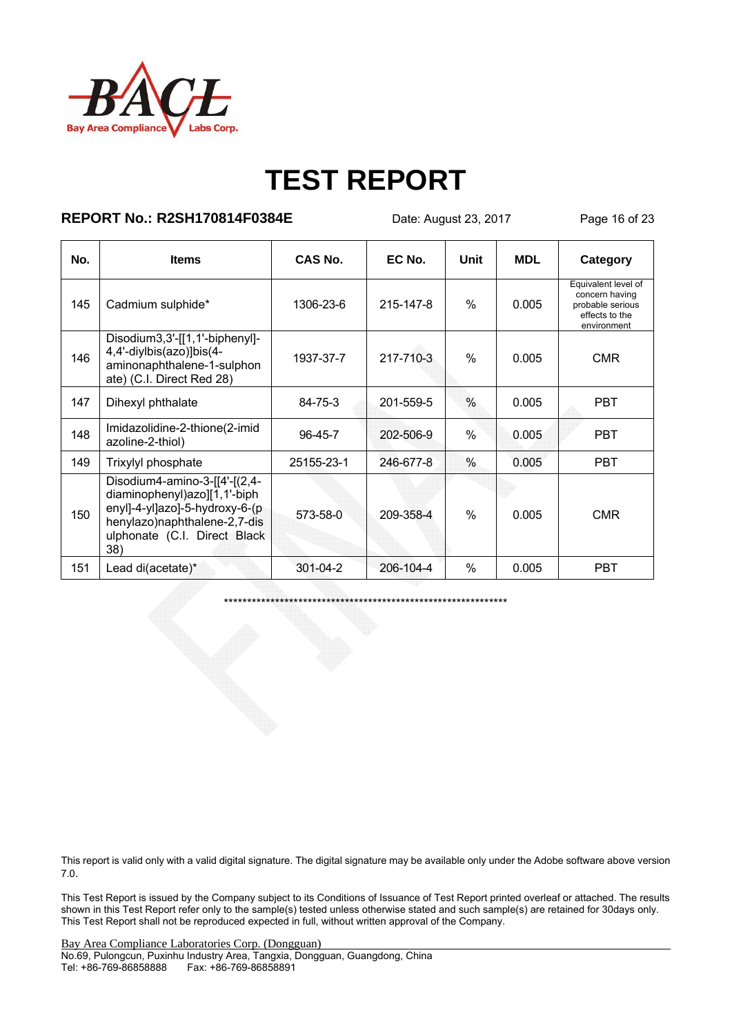# TEST REPORT

**REPORT No.: R2SH170814F0384E** Date: August 23, 2017

| No. | Items | CAS No. | EC No. | Unit | MDL | Category |
|---|---|---|---|---|---|---|
| 145 | Cadmium sulphide* | 1306-23-6 | 215-147-8 | % | 0.005 | Equivalent level of concern having probable serious effects to the environment |
| 146 | Disodium3,3'-[[1,1'-biphenyl]-4,4'-diylbis(azo)]bis(4-aminonaphthalene-1-sulphonate) (C.I. Direct Red 28) | 1937-37-7 | 217-710-3 | % | 0.005 | CMR |
| 147 | Dihexyl phthalate | 84-75-3 | 201-559-5 | % | 0.005 | PBT |
| 148 | Imidazolidine-2-thione(2-imidazoline-2-thiol) | 96-45-7 | 202-506-9 | % | 0.005 | PBT |
| 149 | Trixylyl phosphate | 25155-23-1 | 246-677-8 | % | 0.005 | PBT |
| 150 | Disodium4-amino-3-[[4'-[(2,4-diaminophenyl)azo][1,1'-biphenyl]-4-yl]azo]-5-hydroxy-6-(phenylazo)naphthalene-2,7-disulphonate (C.I. Direct Black 38) | 573-58-0 | 209-358-4 | % | 0.005 | CMR |
| 151 | Lead di(acetate)* | 301-04-2 | 206-104-4 | % | 0.005 | PBT |

****************************************************************

This report is valid only with a valid digital signature. The digital signature may be available only under the Adobe software above version 7.0.

This Test Report is issued by the Company subject to its Conditions of Issuance of Test Report printed overleaf or attached. The results shown in this Test Report refer only to the sample(s) tested unless otherwise stated and such sample(s) are retained for 30days only. This Test Report shall not be reproduced expected in full, without written approval of the Company.

Bay Area Compliance Laboratories Corp. (Dongguan)
No.69, Pulongcun, Puxinhu Industry Area, Tangxia, Dongguan, Guangdong, China
Tel: +86-769-86858888 Fax: +86-769-86858891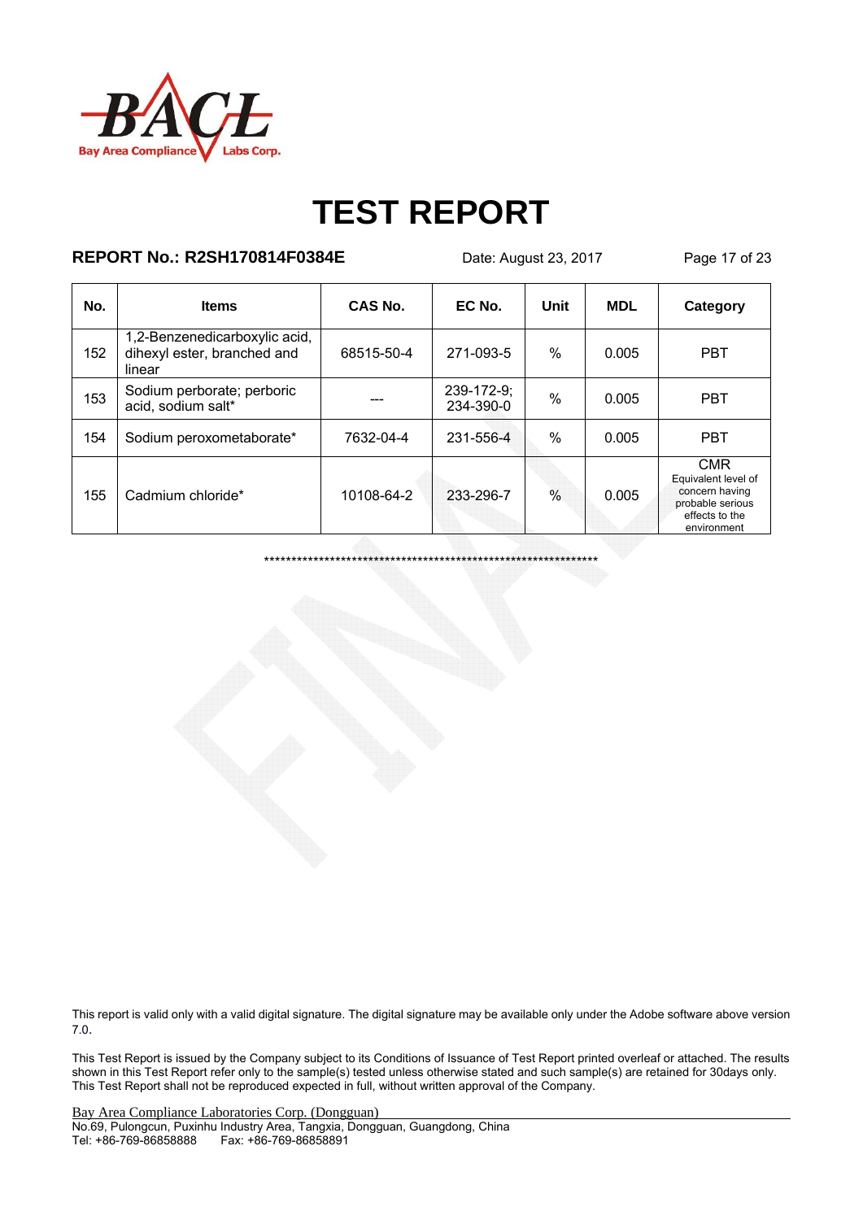# TEST REPORT

**REPORT No.: R2SH170814F0384E** Date: August 23, 2017

| No. | Items | CAS No. | EC No. | Unit | MDL | Category |
|---|---|---|---|---|---|---|
| 152 | 1,2-Benzenedicarboxylic acid, dihexyl ester, branched and linear | 68515-50-4 | 271-093-5 | % | 0.005 | PBT |
| 153 | Sodium perborate; perboric acid, sodium salt* | --- | 239-172-9; 234-390-0 | % | 0.005 | PBT |
| 154 | Sodium peroxometaborate* | 7632-04-4 | 231-556-4 | % | 0.005 | PBT |
| 155 | Cadmium chloride* | 10108-64-2 | 233-296-7 | % | 0.005 | CMR Equivalent level of concern having probable serious effects to the environment |

***************************************************************

This report is valid only with a valid digital signature. The digital signature may be available only under the Adobe software above version 7.0.

This Test Report is issued by the Company subject to its Conditions of Issuance of Test Report printed overleaf or attached. The results shown in this Test Report refer only to the sample(s) tested unless otherwise stated and such sample(s) are retained for 30days only. This Test Report shall not be reproduced expected in full, without written approval of the Company.

Bay Area Compliance Laboratories Corp. (Dongguan)
No.69, Pulongcun, Puxinhu Industry Area, Tangxia, Dongguan, Guangdong, China
Tel: +86-769-86858888 Fax: +86-769-86858891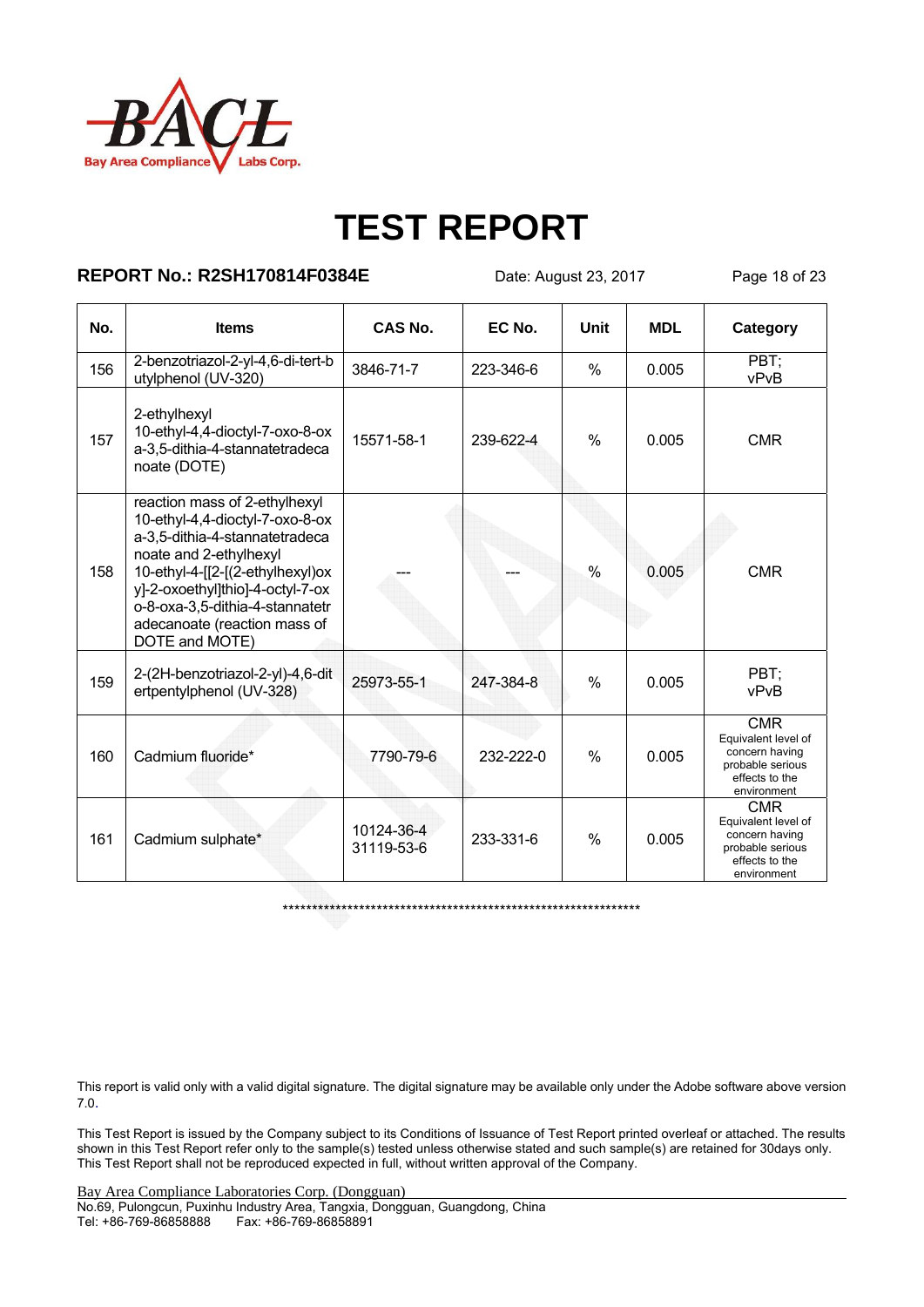# TEST REPORT

**REPORT No.: R2SH170814F0384E** Date: August 23, 2017

| No. | Items | CAS No. | EC No. | Unit | MDL | Category |
|---|---|---|---|---|---|---|
| 156 | 2-benzotriazol-2-yl-4,6-di-tert-butylphenol (UV-320) | 3846-71-7 | 223-346-6 | % | 0.005 | PBT; vPvB |
| 157 | 2-ethylhexyl 10-ethyl-4,4-dioctyl-7-oxo-8-oxa-3,5-dithia-4-stannatetradecanoate (DOTE) | 15571-58-1 | 239-622-4 | % | 0.005 | CMR |
| 158 | reaction mass of 2-ethylhexyl 10-ethyl-4,4-dioctyl-7-oxo-8-oxa-3,5-dithia-4-stannatetradecanoate and 2-ethylhexyl 10-ethyl-4-[[2-[(2-ethylhexyl)oxy]-2-oxoethyl]thio]-4-octyl-7-oxo-8-oxa-3,5-dithia-4-stannatetradecanoate (reaction mass of DOTE and MOTE) | --- | --- | % | 0.005 | CMR |
| 159 | 2-(2H-benzotriazol-2-yl)-4,6-ditertpentylphenol (UV-328) | 25973-55-1 | 247-384-8 | % | 0.005 | PBT; vPvB |
| 160 | Cadmium fluoride* | 7790-79-6 | 232-222-0 | % | 0.005 | CMR Equivalent level of concern having probable serious effects to the environment |
| 161 | Cadmium sulphate* | 10124-36-4 31119-53-6 | 233-331-6 | % | 0.005 | CMR Equivalent level of concern having probable serious effects to the environment |

\*\*\*\*\*\*\*\*\*\*\*\*\*\*\*\*\*\*\*\*\*\*\*\*\*\*\*\*\*\*\*\*\*\*\*\*\*\*\*\*\*\*\*\*\*\*\*\*\*\*\*\*\*\*\*\*\*\*\*\*\*\*

This report is valid only with a valid digital signature. The digital signature may be available only under the Adobe software above version 7.0.

This Test Report is issued by the Company subject to its Conditions of Issuance of Test Report printed overleaf or attached. The results shown in this Test Report refer only to the sample(s) tested unless otherwise stated and such sample(s) are retained for 30days only. This Test Report shall not be reproduced expected in full, without written approval of the Company.

Bay Area Compliance Laboratories Corp. (Dongguan)
No.69, Pulongcun, Puxinhu Industry Area, Tangxia, Dongguan, Guangdong, China
Tel: +86-769-86858888 Fax: +86-769-86858891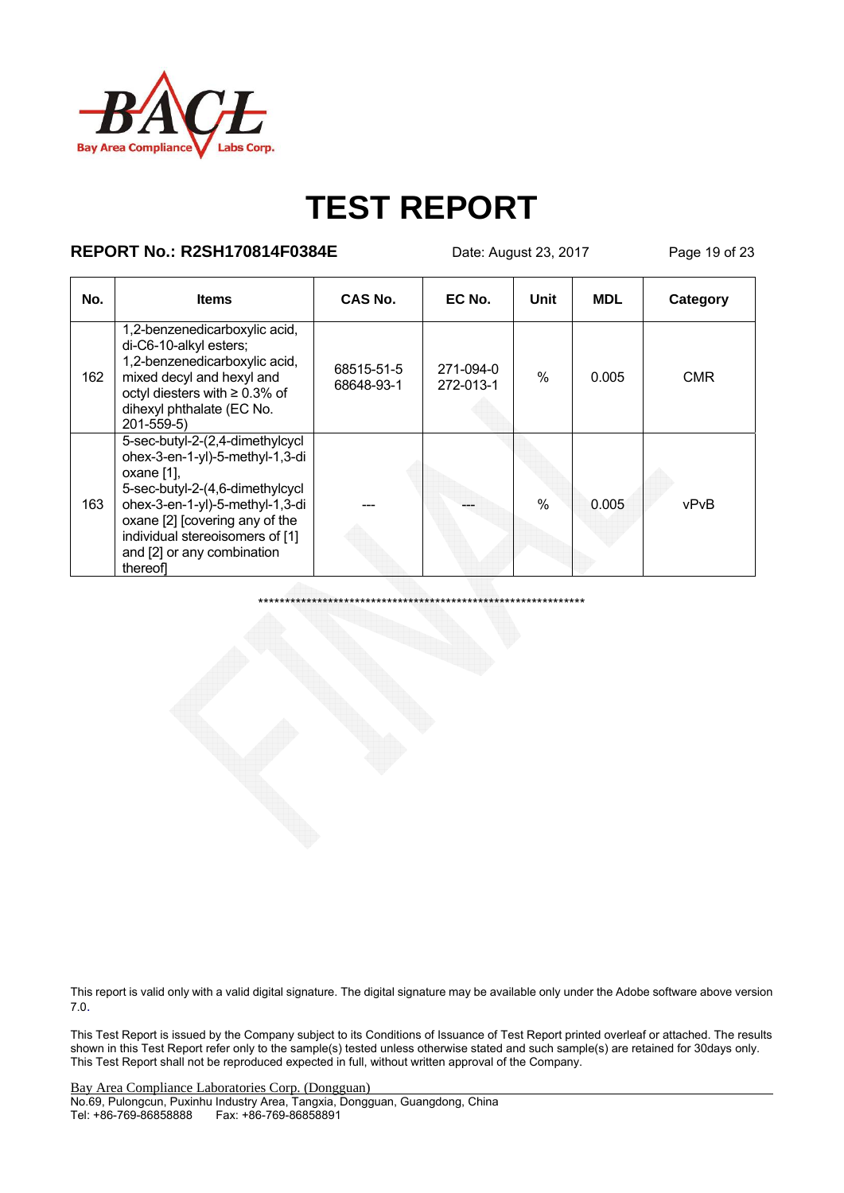# TEST REPORT

**REPORT No.: R2SH170814F0384E** Date: August 23, 2017

| No. | Items | CAS No. | EC No. | Unit | MDL | Category |
|---|---|---|---|---|---|---|
| 162 | 1,2-benzenedicarboxylic acid, di-C6-10-alkyl esters; 1,2-benzenedicarboxylic acid, mixed decyl and hexyl and octyl diesters with ≥ 0.3% of dihexyl phthalate (EC No. 201-559-5) | 68515-51-5 68648-93-1 | 271-094-0 272-013-1 | % | 0.005 | CMR |
| 163 | 5-sec-butyl-2-(2,4-dimethylcyclohex-3-en-1-yl)-5-methyl-1,3-dioxane [1], 5-sec-butyl-2-(4,6-dimethylcyclohex-3-en-1-yl)-5-methyl-1,3-dioxane [2] [covering any of the individual stereoisomers of [1] and [2] or any combination thereof] | --- | --- | % | 0.005 | vPvB |

***************************************************************

This report is valid only with a valid digital signature. The digital signature may be available only under the Adobe software above version 7.0.

This Test Report is issued by the Company subject to its Conditions of Issuance of Test Report printed overleaf or attached. The results shown in this Test Report refer only to the sample(s) tested unless otherwise stated and such sample(s) are retained for 30days only. This Test Report shall not be reproduced expected in full, without written approval of the Company.

Bay Area Compliance Laboratories Corp. (Dongguan)
No.69, Pulongcun, Puxinhu Industry Area, Tangxia, Dongguan, Guangdong, China
Tel: +86-769-86858888 Fax: +86-769-86858891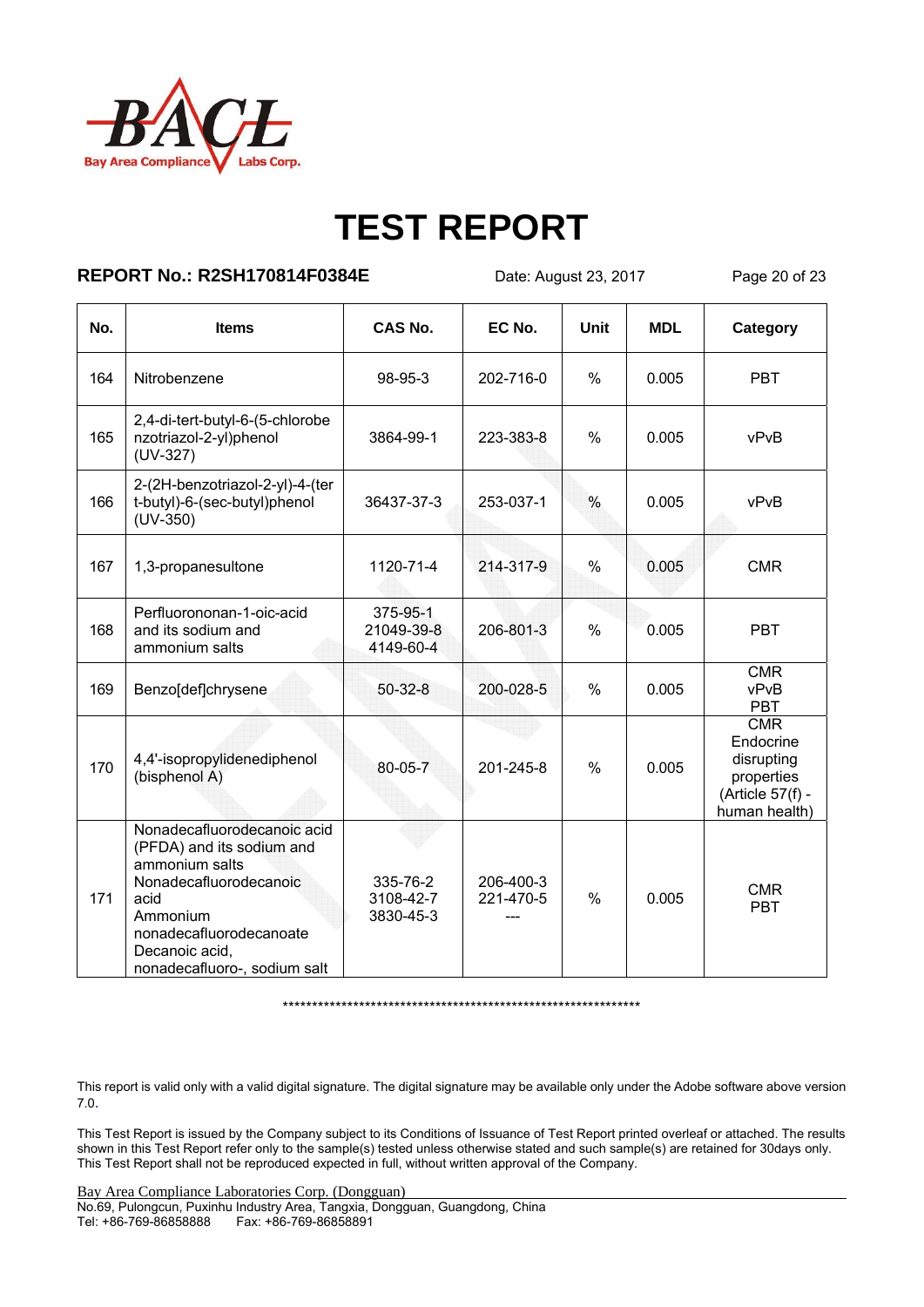# TEST REPORT

**REPORT No.: R2SH170814F0384E** Date: August 23, 2017

| No. | Items | CAS No. | EC No. | Unit | MDL | Category |
|---|---|---|---|---|---|---|
| 164 | Nitrobenzene | 98-95-3 | 202-716-0 | % | 0.005 | PBT |
| 165 | 2,4-di-tert-butyl-6-(5-chlorobenzotriazol-2-yl)phenol (UV-327) | 3864-99-1 | 223-383-8 | % | 0.005 | vPvB |
| 166 | 2-(2H-benzotriazol-2-yl)-4-(tert-butyl)-6-(sec-butyl)phenol (UV-350) | 36437-37-3 | 253-037-1 | % | 0.005 | vPvB |
| 167 | 1,3-propanesultone | 1120-71-4 | 214-317-9 | % | 0.005 | CMR |
| 168 | Perfluorononan-1-oic-acid and its sodium and ammonium salts | 375-95-1<br>21049-39-8<br>4149-60-4 | 206-801-3 | % | 0.005 | PBT |
| 169 | Benzo[def]chrysene | 50-32-8 | 200-028-5 | % | 0.005 | CMR<br>vPvB<br>PBT |
| 170 | 4,4'-isopropylidenediphenol (bisphenol A) | 80-05-7 | 201-245-8 | % | 0.005 | CMR<br>Endocrine disrupting properties (Article 57(f) - human health) |
| 171 | Nonadecafluorodecanoic acid (PFDA) and its sodium and ammonium salts<br>Nonadecafluorodecanoic acid<br>Ammonium nonadecafluorodecanoate<br>Decanoic acid, nonadecafluoro-, sodium salt | 335-76-2<br>3108-42-7<br>3830-45-3 | 206-400-3<br>221-470-5<br>--- | % | 0.005 | CMR<br>PBT |

\*\*\*\*\*\*\*\*\*\*\*\*\*\*\*\*\*\*\*\*\*\*\*\*\*\*\*\*\*\*\*\*\*\*\*\*\*\*\*\*\*\*\*\*\*\*\*\*\*\*\*\*\*\*\*\*\*\*\*\*\*\*\*\*\*\*

This report is valid only with a valid digital signature. The digital signature may be available only under the Adobe software above version 7.0.

This Test Report is issued by the Company subject to its Conditions of Issuance of Test Report printed overleaf or attached. The results shown in this Test Report refer only to the sample(s) tested unless otherwise stated and such sample(s) are retained for 30days only. This Test Report shall not be reproduced expected in full, without written approval of the Company.

Bay Area Compliance Laboratories Corp. (Dongguan)
No.69, Pulongcun, Puxinhu Industry Area, Tangxia, Dongguan, Guangdong, China
Tel: +86-769-86858888 Fax: +86-769-86858891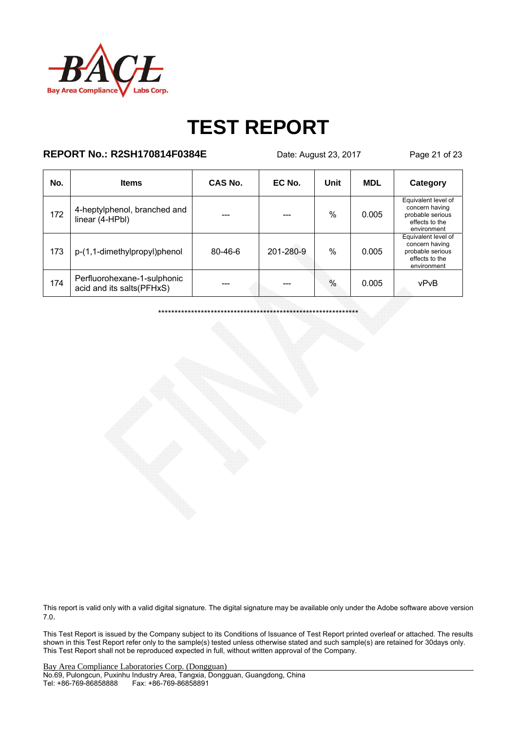# TEST REPORT

**REPORT No.: R2SH170814F0384E** Date: August 23, 2017

| No. | Items | CAS No. | EC No. | Unit | MDL | Category |
|---|---|---|---|---|---|---|
| 172 | 4-heptylphenol, branched and linear (4-HPbl) | --- | --- | % | 0.005 | Equivalent level of concern having probable serious effects to the environment |
| 173 | p-(1,1-dimethylpropyl)phenol | 80-46-6 | 201-280-9 | % | 0.005 | Equivalent level of concern having probable serious effects to the environment |
| 174 | Perfluorohexane-1-sulphonic acid and its salts(PFHxS) | --- | --- | % | 0.005 | vPvB |

***************************************************************

This report is valid only with a valid digital signature. The digital signature may be available only under the Adobe software above version 7.0.

This Test Report is issued by the Company subject to its Conditions of Issuance of Test Report printed overleaf or attached. The results shown in this Test Report refer only to the sample(s) tested unless otherwise stated and such sample(s) are retained for 30days only. This Test Report shall not be reproduced expected in full, without written approval of the Company.

Bay Area Compliance Laboratories Corp. (Dongguan)
No.69, Pulongcun, Puxinhu Industry Area, Tangxia, Dongguan, Guangdong, China
Tel: +86-769-86858888 Fax: +86-769-86858891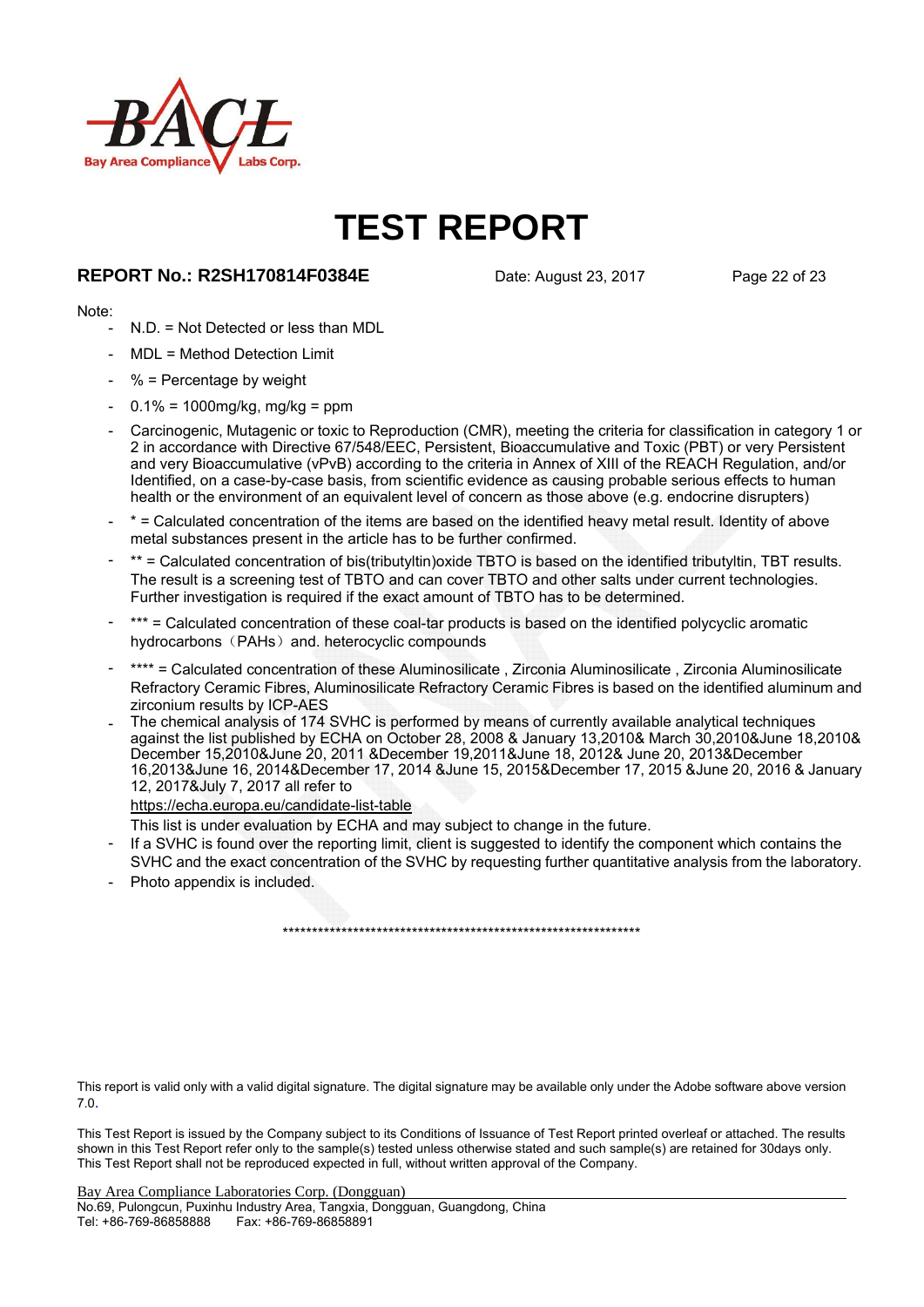# TEST REPORT

**REPORT No.: R2SH170814F0384E** Date: August 23, 2017

Note:

- N.D. = Not Detected or less than MDL
- MDL = Method Detection Limit
- % = Percentage by weight
- 0.1% = 1000mg/kg, mg/kg = ppm
- Carcinogenic, Mutagenic or toxic to Reproduction (CMR), meeting the criteria for classification in category 1 or 2 in accordance with Directive 67/548/EEC, Persistent, Bioaccumulative and Toxic (PBT) or very Persistent and very Bioaccumulative (vPvB) according to the criteria in Annex of XIII of the REACH Regulation, and/or Identified, on a case-by-case basis, from scientific evidence as causing probable serious effects to human health or the environment of an equivalent level of concern as those above (e.g. endocrine disrupters)
- * = Calculated concentration of the items are based on the identified heavy metal result. Identity of above metal substances present in the article has to be further confirmed.
- ** = Calculated concentration of bis(tributyltin)oxide TBTO is based on the identified tributyltin, TBT results. The result is a screening test of TBTO and can cover TBTO and other salts under current technologies. Further investigation is required if the exact amount of TBTO has to be determined.
- *** = Calculated concentration of these coal-tar products is based on the identified polycyclic aromatic hydrocarbons（PAHs）and. heterocyclic compounds
- **** = Calculated concentration of these Aluminosilicate , Zirconia Aluminosilicate , Zirconia Aluminosilicate Refractory Ceramic Fibres, Aluminosilicate Refractory Ceramic Fibres is based on the identified aluminum and zirconium results by ICP-AES
- The chemical analysis of 174 SVHC is performed by means of currently available analytical techniques against the list published by ECHA on October 28, 2008 & January 13,2010& March 30,2010&June 18,2010& December 15,2010&June 20, 2011 &December 19,2011&June 18, 2012& June 20, 2013&December 16,2013&June 16, 2014&December 17, 2014 &June 15, 2015&December 17, 2015 &June 20, 2016 & January 12, 2017&July 7, 2017 all refer to
  https://echa.europa.eu/candidate-list-table
  This list is under evaluation by ECHA and may subject to change in the future.
- If a SVHC is found over the reporting limit, client is suggested to identify the component which contains the SVHC and the exact concentration of the SVHC by requesting further quantitative analysis from the laboratory.
- Photo appendix is included.

***************************************************************

This report is valid only with a valid digital signature. The digital signature may be available only under the Adobe software above version 7.0.

This Test Report is issued by the Company subject to its Conditions of Issuance of Test Report printed overleaf or attached. The results shown in this Test Report refer only to the sample(s) tested unless otherwise stated and such sample(s) are retained for 30days only. This Test Report shall not be reproduced expected in full, without written approval of the Company.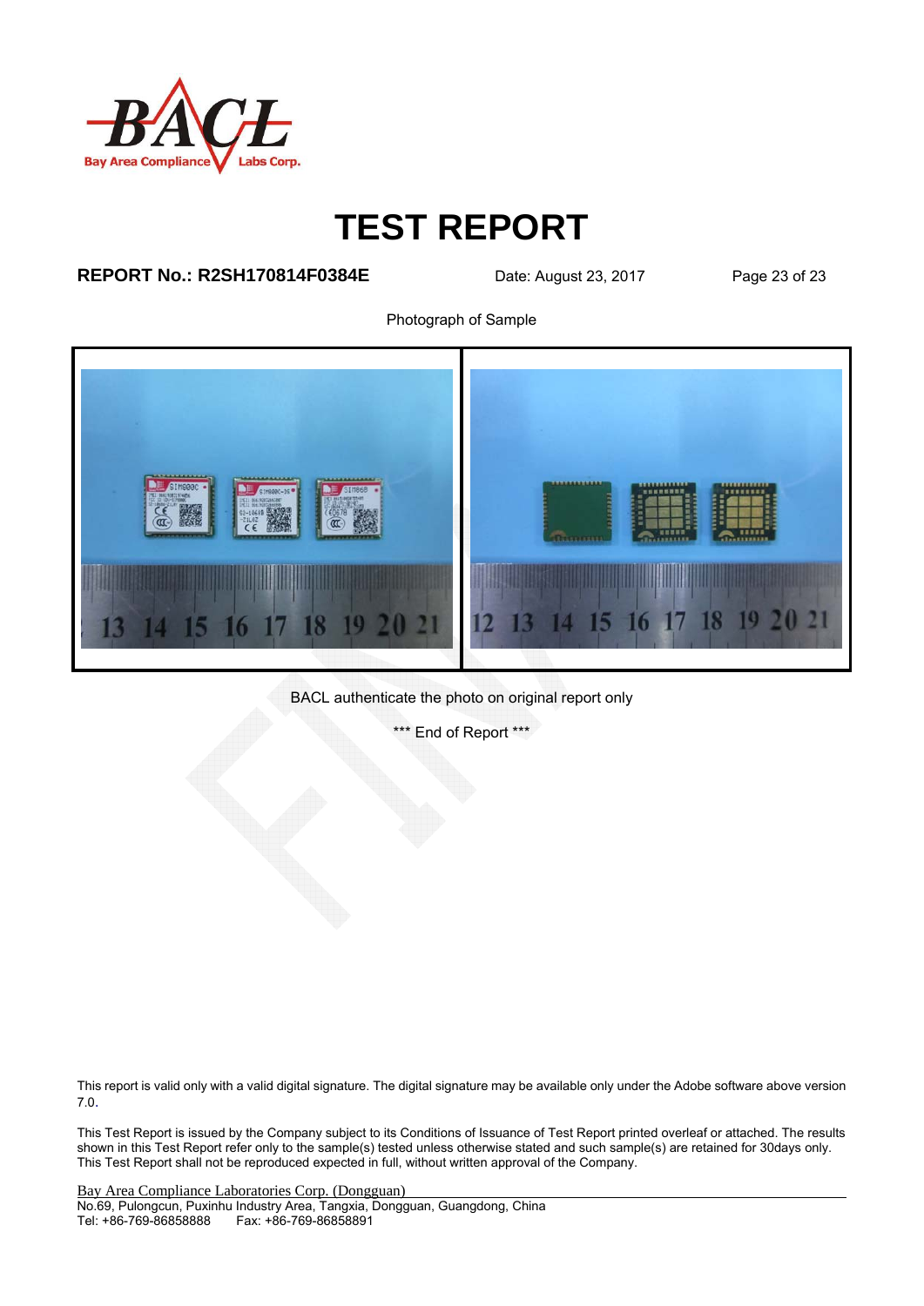# TEST REPORT

**REPORT No.: R2SH170814F0384E** Date: August 23, 2017

Photograph of Sample

BACL authenticate the photo on original report only

*** End of Report ***

This report is valid only with a valid digital signature. The digital signature may be available only under the Adobe software above version 7.0.

This Test Report is issued by the Company subject to its Conditions of Issuance of Test Report printed overleaf or attached. The results shown in this Test Report refer only to the sample(s) tested unless otherwise stated and such sample(s) are retained for 30days only. This Test Report shall not be reproduced expected in full, without written approval of the Company.

Bay Area Compliance Laboratories Corp. (Dongguan)
No.69, Pulongcun, Puxinhu Industry Area, Tangxia, Dongguan, Guangdong, China
Tel: +86-769-86858888 Fax: +86-769-86858891